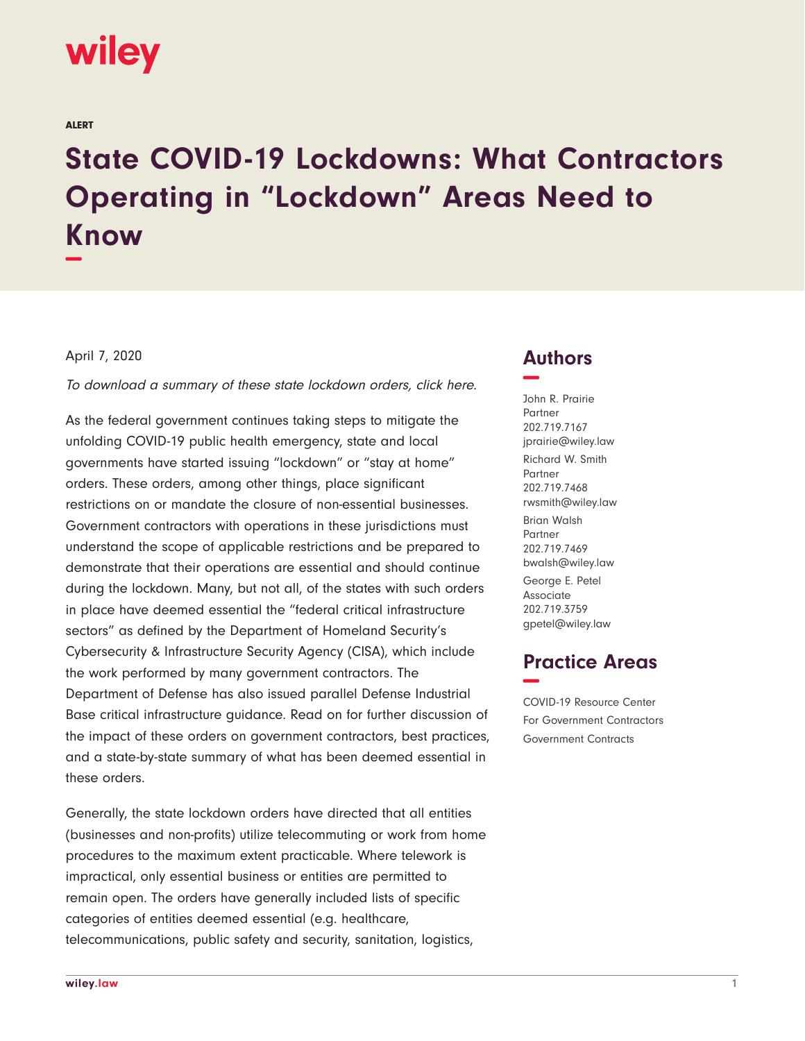wiley

ALERT

# State COVID-19 Lockdowns: What Contractors Operating in "Lockdown" Areas Need to Know

April 7, 2020

*To download a summary of these state lockdown orders, click here.*

As the federal government continues taking steps to mitigate the unfolding COVID-19 public health emergency, state and local governments have started issuing "lockdown" or "stay at home" orders. These orders, among other things, place significant restrictions on or mandate the closure of non-essential businesses. Government contractors with operations in these jurisdictions must understand the scope of applicable restrictions and be prepared to demonstrate that their operations are essential and should continue during the lockdown. Many, but not all, of the states with such orders in place have deemed essential the "federal critical infrastructure sectors" as defined by the Department of Homeland Security's Cybersecurity & Infrastructure Security Agency (CISA), which include the work performed by many government contractors. The Department of Defense has also issued parallel Defense Industrial Base critical infrastructure guidance. Read on for further discussion of the impact of these orders on government contractors, best practices, and a state-by-state summary of what has been deemed essential in these orders.

Generally, the state lockdown orders have directed that all entities (businesses and non-profits) utilize telecommuting or work from home procedures to the maximum extent practicable. Where telework is impractical, only essential business or entities are permitted to remain open. The orders have generally included lists of specific categories of entities deemed essential (e.g. healthcare, telecommunications, public safety and security, sanitation, logistics,

## Authors

John R. Prairie
Partner
202.719.7167
jprairie@wiley.law

Richard W. Smith
Partner
202.719.7468
rwsmith@wiley.law

Brian Walsh
Partner
202.719.7469
bwalsh@wiley.law

George E. Petel
Associate
202.719.3759
gpetel@wiley.law

## Practice Areas

COVID-19 Resource Center
For Government Contractors
Government Contracts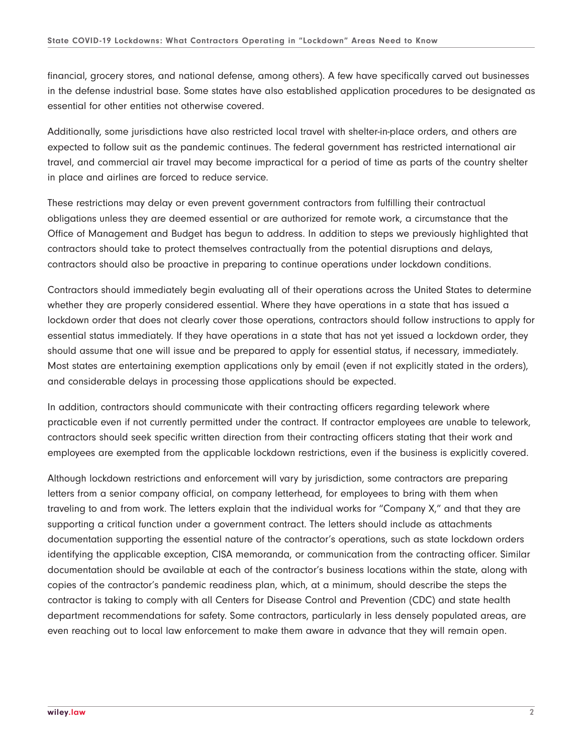financial, grocery stores, and national defense, among others). A few have specifically carved out businesses in the defense industrial base. Some states have also established application procedures to be designated as essential for other entities not otherwise covered.

Additionally, some jurisdictions have also restricted local travel with shelter-in-place orders, and others are expected to follow suit as the pandemic continues. The federal government has restricted international air travel, and commercial air travel may become impractical for a period of time as parts of the country shelter in place and airlines are forced to reduce service.

These restrictions may delay or even prevent government contractors from fulfilling their contractual obligations unless they are deemed essential or are authorized for remote work, a circumstance that the Office of Management and Budget has begun to address. In addition to steps we previously highlighted that contractors should take to protect themselves contractually from the potential disruptions and delays, contractors should also be proactive in preparing to continue operations under lockdown conditions.

Contractors should immediately begin evaluating all of their operations across the United States to determine whether they are properly considered essential. Where they have operations in a state that has issued a lockdown order that does not clearly cover those operations, contractors should follow instructions to apply for essential status immediately. If they have operations in a state that has not yet issued a lockdown order, they should assume that one will issue and be prepared to apply for essential status, if necessary, immediately. Most states are entertaining exemption applications only by email (even if not explicitly stated in the orders), and considerable delays in processing those applications should be expected.

In addition, contractors should communicate with their contracting officers regarding telework where practicable even if not currently permitted under the contract. If contractor employees are unable to telework, contractors should seek specific written direction from their contracting officers stating that their work and employees are exempted from the applicable lockdown restrictions, even if the business is explicitly covered.

Although lockdown restrictions and enforcement will vary by jurisdiction, some contractors are preparing letters from a senior company official, on company letterhead, for employees to bring with them when traveling to and from work. The letters explain that the individual works for "Company X," and that they are supporting a critical function under a government contract. The letters should include as attachments documentation supporting the essential nature of the contractor's operations, such as state lockdown orders identifying the applicable exception, CISA memoranda, or communication from the contracting officer. Similar documentation should be available at each of the contractor's business locations within the state, along with copies of the contractor's pandemic readiness plan, which, at a minimum, should describe the steps the contractor is taking to comply with all Centers for Disease Control and Prevention (CDC) and state health department recommendations for safety. Some contractors, particularly in less densely populated areas, are even reaching out to local law enforcement to make them aware in advance that they will remain open.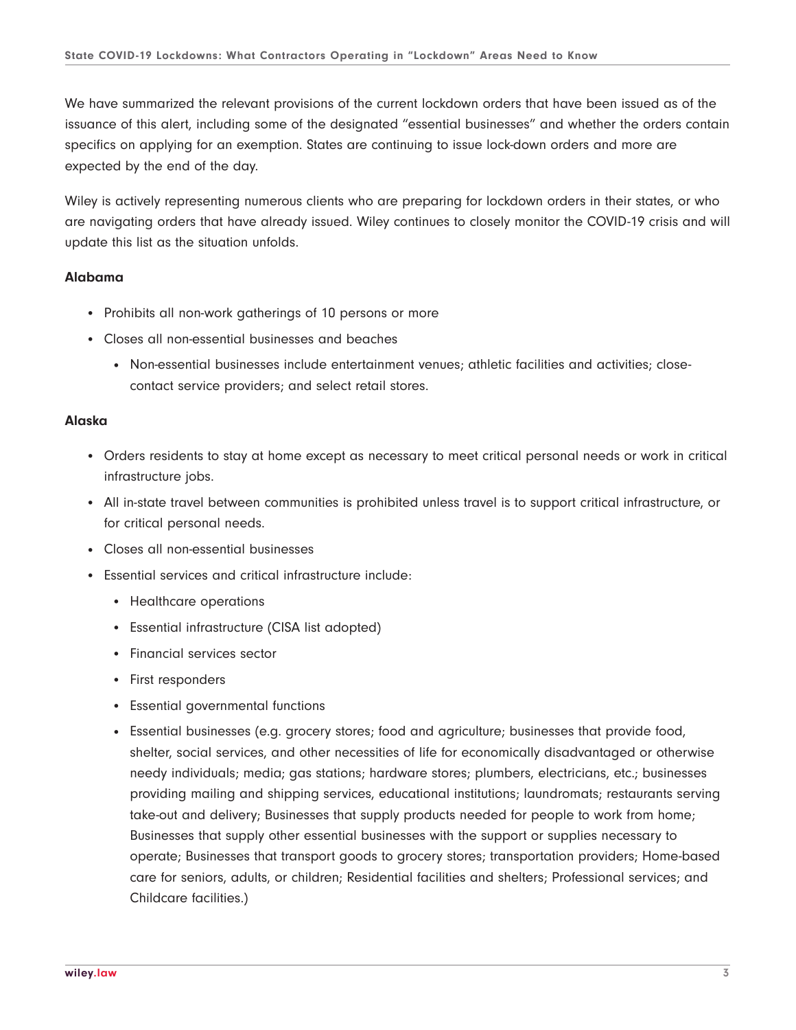We have summarized the relevant provisions of the current lockdown orders that have been issued as of the issuance of this alert, including some of the designated "essential businesses" and whether the orders contain specifics on applying for an exemption. States are continuing to issue lock-down orders and more are expected by the end of the day.

Wiley is actively representing numerous clients who are preparing for lockdown orders in their states, or who are navigating orders that have already issued. Wiley continues to closely monitor the COVID-19 crisis and will update this list as the situation unfolds.

**Alabama**

- Prohibits all non-work gatherings of 10 persons or more
- Closes all non-essential businesses and beaches
  - Non-essential businesses include entertainment venues; athletic facilities and activities; close-contact service providers; and select retail stores.

**Alaska**

- Orders residents to stay at home except as necessary to meet critical personal needs or work in critical infrastructure jobs.
- All in-state travel between communities is prohibited unless travel is to support critical infrastructure, or for critical personal needs.
- Closes all non-essential businesses
- Essential services and critical infrastructure include:
  - Healthcare operations
  - Essential infrastructure (CISA list adopted)
  - Financial services sector
  - First responders
  - Essential governmental functions
  - Essential businesses (e.g. grocery stores; food and agriculture; businesses that provide food, shelter, social services, and other necessities of life for economically disadvantaged or otherwise needy individuals; media; gas stations; hardware stores; plumbers, electricians, etc.; businesses providing mailing and shipping services, educational institutions; laundromats; restaurants serving take-out and delivery; Businesses that supply products needed for people to work from home; Businesses that supply other essential businesses with the support or supplies necessary to operate; Businesses that transport goods to grocery stores; transportation providers; Home-based care for seniors, adults, or children; Residential facilities and shelters; Professional services; and Childcare facilities.)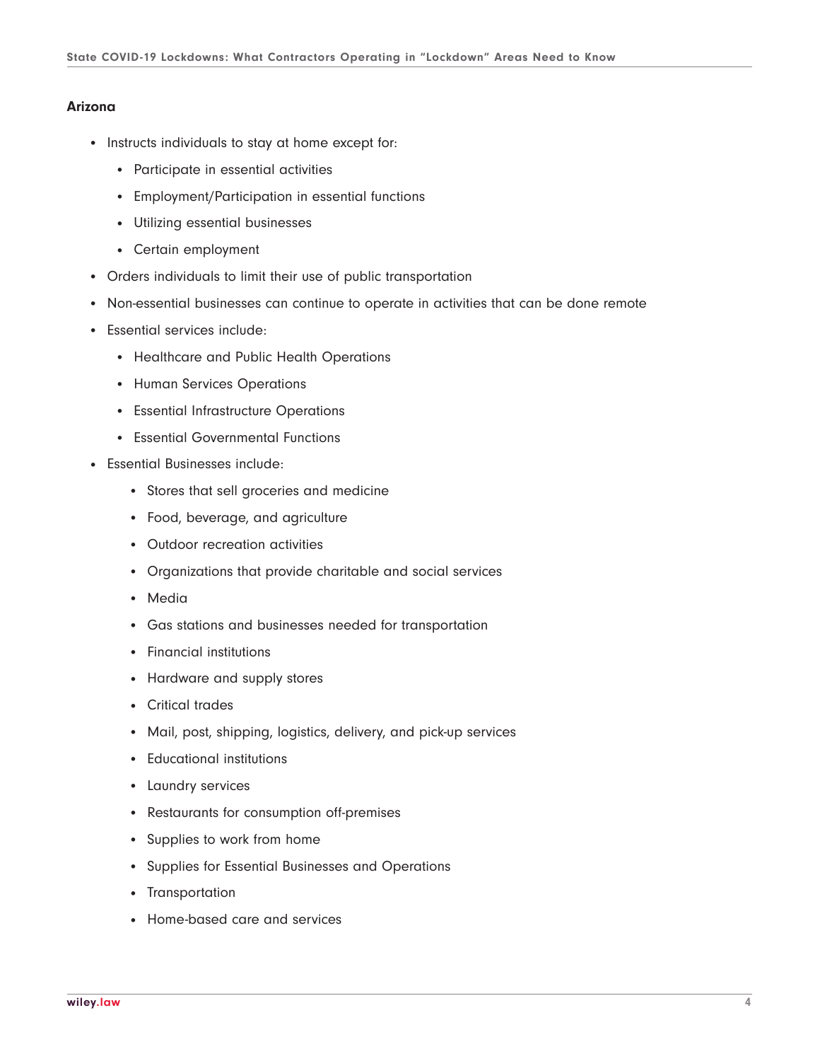**Arizona**

- Instructs individuals to stay at home except for:
  - Participate in essential activities
  - Employment/Participation in essential functions
  - Utilizing essential businesses
  - Certain employment
- Orders individuals to limit their use of public transportation
- Non-essential businesses can continue to operate in activities that can be done remote
- Essential services include:
  - Healthcare and Public Health Operations
  - Human Services Operations
  - Essential Infrastructure Operations
  - Essential Governmental Functions
- Essential Businesses include:
  - Stores that sell groceries and medicine
  - Food, beverage, and agriculture
  - Outdoor recreation activities
  - Organizations that provide charitable and social services
  - Media
  - Gas stations and businesses needed for transportation
  - Financial institutions
  - Hardware and supply stores
  - Critical trades
  - Mail, post, shipping, logistics, delivery, and pick-up services
  - Educational institutions
  - Laundry services
  - Restaurants for consumption off-premises
  - Supplies to work from home
  - Supplies for Essential Businesses and Operations
  - Transportation
  - Home-based care and services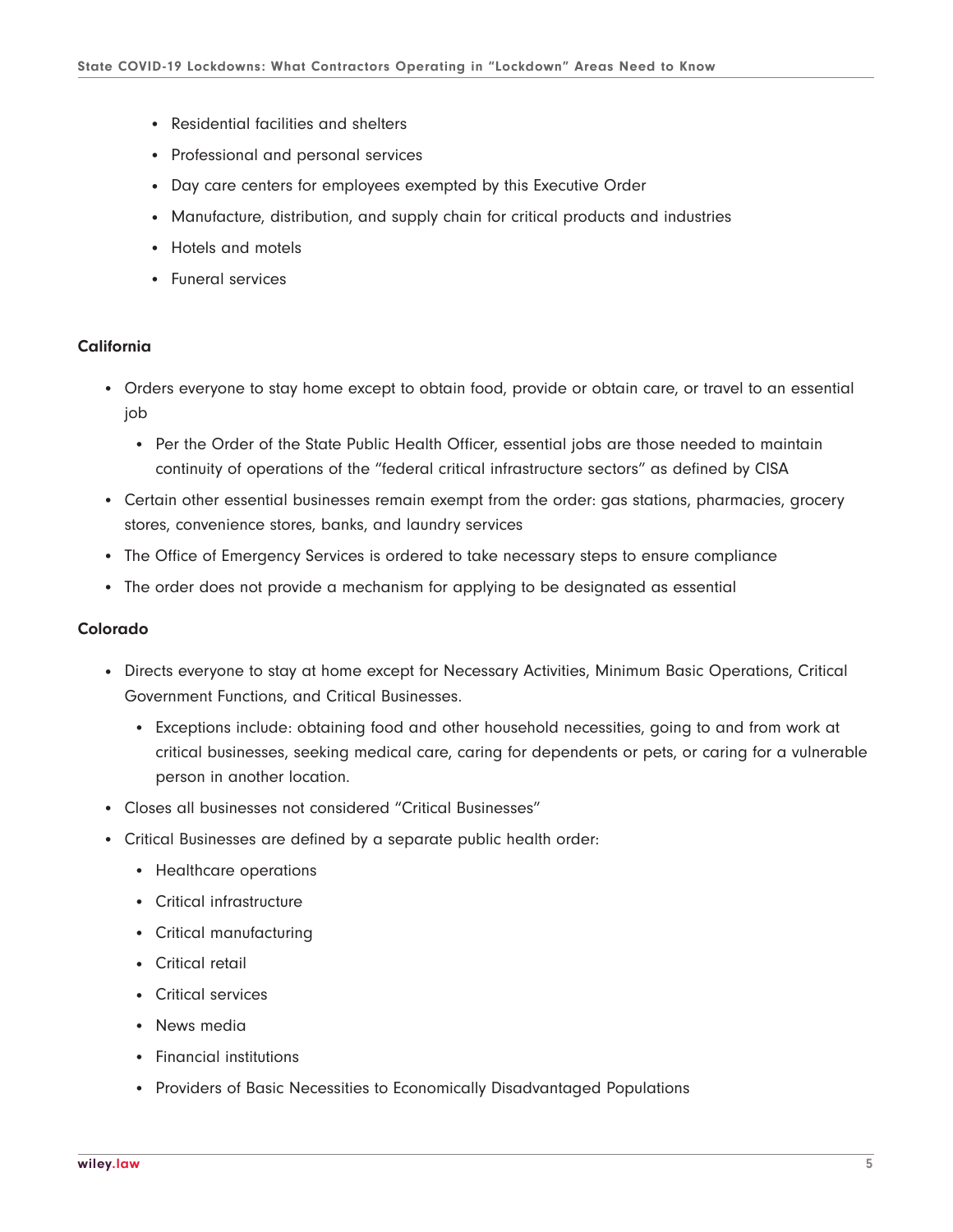- Residential facilities and shelters
- Professional and personal services
- Day care centers for employees exempted by this Executive Order
- Manufacture, distribution, and supply chain for critical products and industries
- Hotels and motels
- Funeral services

### California

- Orders everyone to stay home except to obtain food, provide or obtain care, or travel to an essential job
  - Per the Order of the State Public Health Officer, essential jobs are those needed to maintain continuity of operations of the "federal critical infrastructure sectors" as defined by CISA
- Certain other essential businesses remain exempt from the order: gas stations, pharmacies, grocery stores, convenience stores, banks, and laundry services
- The Office of Emergency Services is ordered to take necessary steps to ensure compliance
- The order does not provide a mechanism for applying to be designated as essential

### Colorado

- Directs everyone to stay at home except for Necessary Activities, Minimum Basic Operations, Critical Government Functions, and Critical Businesses.
  - Exceptions include: obtaining food and other household necessities, going to and from work at critical businesses, seeking medical care, caring for dependents or pets, or caring for a vulnerable person in another location.
- Closes all businesses not considered "Critical Businesses"
- Critical Businesses are defined by a separate public health order:
  - Healthcare operations
  - Critical infrastructure
  - Critical manufacturing
  - Critical retail
  - Critical services
  - News media
  - Financial institutions
  - Providers of Basic Necessities to Economically Disadvantaged Populations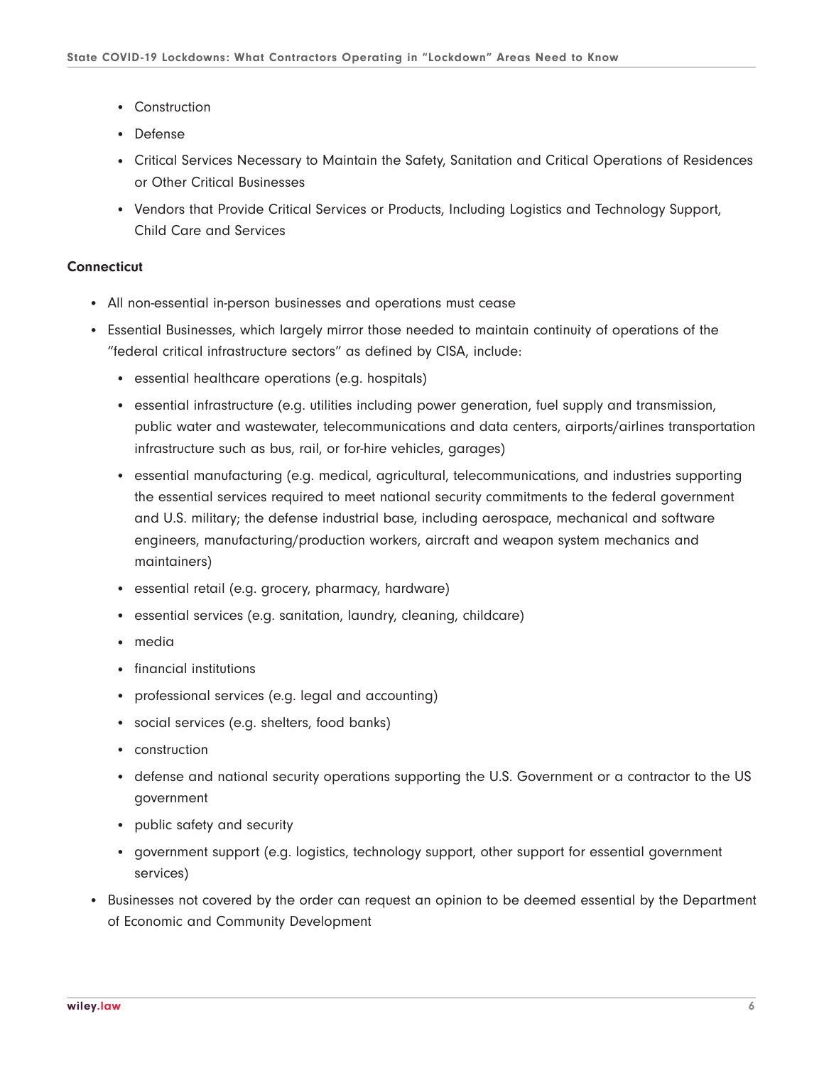- Construction
- Defense
- Critical Services Necessary to Maintain the Safety, Sanitation and Critical Operations of Residences or Other Critical Businesses
- Vendors that Provide Critical Services or Products, Including Logistics and Technology Support, Child Care and Services

**Connecticut**

- All non-essential in-person businesses and operations must cease
- Essential Businesses, which largely mirror those needed to maintain continuity of operations of the "federal critical infrastructure sectors" as defined by CISA, include:
  - essential healthcare operations (e.g. hospitals)
  - essential infrastructure (e.g. utilities including power generation, fuel supply and transmission, public water and wastewater, telecommunications and data centers, airports/airlines transportation infrastructure such as bus, rail, or for-hire vehicles, garages)
  - essential manufacturing (e.g. medical, agricultural, telecommunications, and industries supporting the essential services required to meet national security commitments to the federal government and U.S. military; the defense industrial base, including aerospace, mechanical and software engineers, manufacturing/production workers, aircraft and weapon system mechanics and maintainers)
  - essential retail (e.g. grocery, pharmacy, hardware)
  - essential services (e.g. sanitation, laundry, cleaning, childcare)
  - media
  - financial institutions
  - professional services (e.g. legal and accounting)
  - social services (e.g. shelters, food banks)
  - construction
  - defense and national security operations supporting the U.S. Government or a contractor to the US government
  - public safety and security
  - government support (e.g. logistics, technology support, other support for essential government services)
- Businesses not covered by the order can request an opinion to be deemed essential by the Department of Economic and Community Development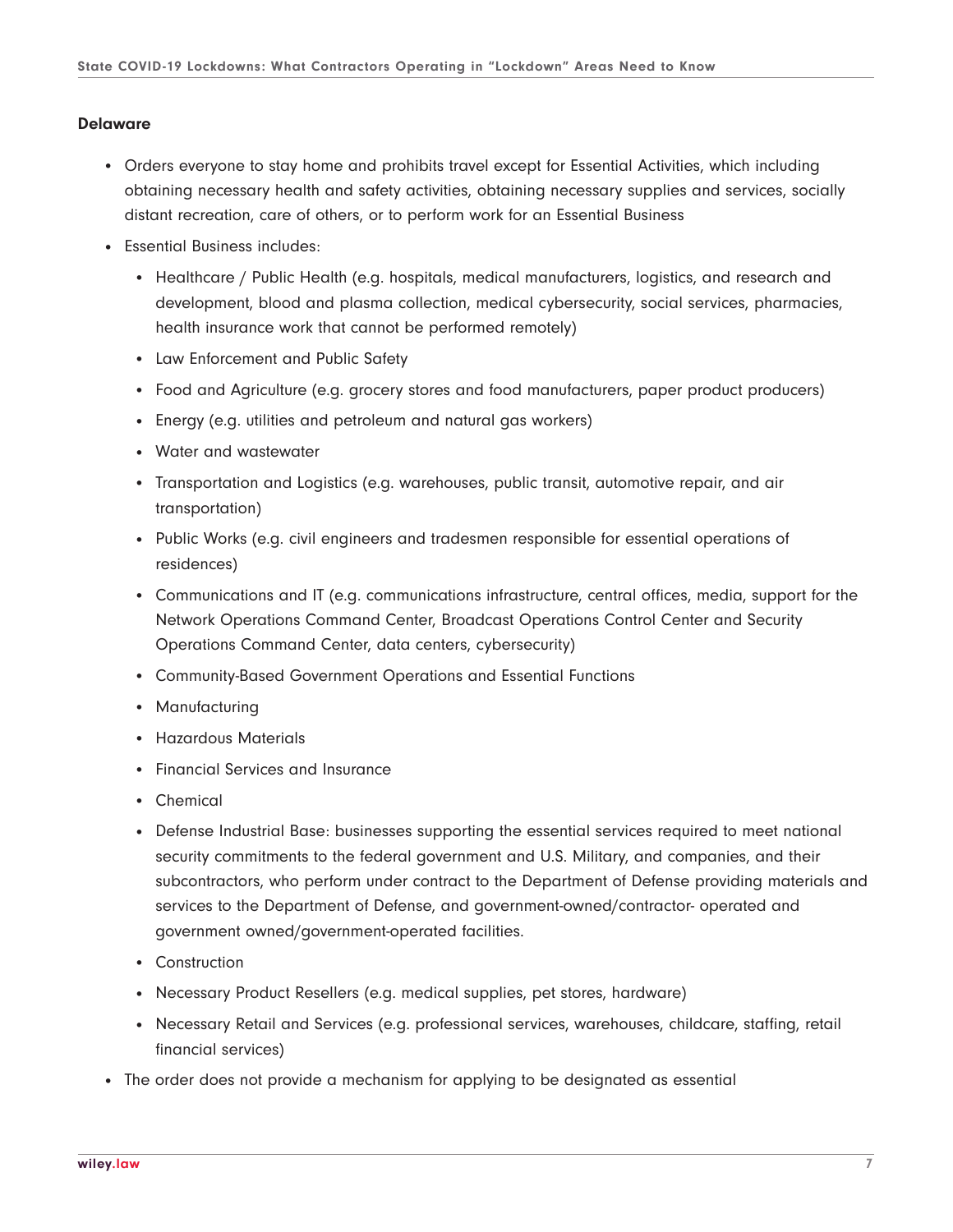**Delaware**

- Orders everyone to stay home and prohibits travel except for Essential Activities, which including obtaining necessary health and safety activities, obtaining necessary supplies and services, socially distant recreation, care of others, or to perform work for an Essential Business
- Essential Business includes:
  - Healthcare / Public Health (e.g. hospitals, medical manufacturers, logistics, and research and development, blood and plasma collection, medical cybersecurity, social services, pharmacies, health insurance work that cannot be performed remotely)
  - Law Enforcement and Public Safety
  - Food and Agriculture (e.g. grocery stores and food manufacturers, paper product producers)
  - Energy (e.g. utilities and petroleum and natural gas workers)
  - Water and wastewater
  - Transportation and Logistics (e.g. warehouses, public transit, automotive repair, and air transportation)
  - Public Works (e.g. civil engineers and tradesmen responsible for essential operations of residences)
  - Communications and IT (e.g. communications infrastructure, central offices, media, support for the Network Operations Command Center, Broadcast Operations Control Center and Security Operations Command Center, data centers, cybersecurity)
  - Community-Based Government Operations and Essential Functions
  - Manufacturing
  - Hazardous Materials
  - Financial Services and Insurance
  - Chemical
  - Defense Industrial Base: businesses supporting the essential services required to meet national security commitments to the federal government and U.S. Military, and companies, and their subcontractors, who perform under contract to the Department of Defense providing materials and services to the Department of Defense, and government-owned/contractor- operated and government owned/government-operated facilities.
  - Construction
  - Necessary Product Resellers (e.g. medical supplies, pet stores, hardware)
  - Necessary Retail and Services (e.g. professional services, warehouses, childcare, staffing, retail financial services)
- The order does not provide a mechanism for applying to be designated as essential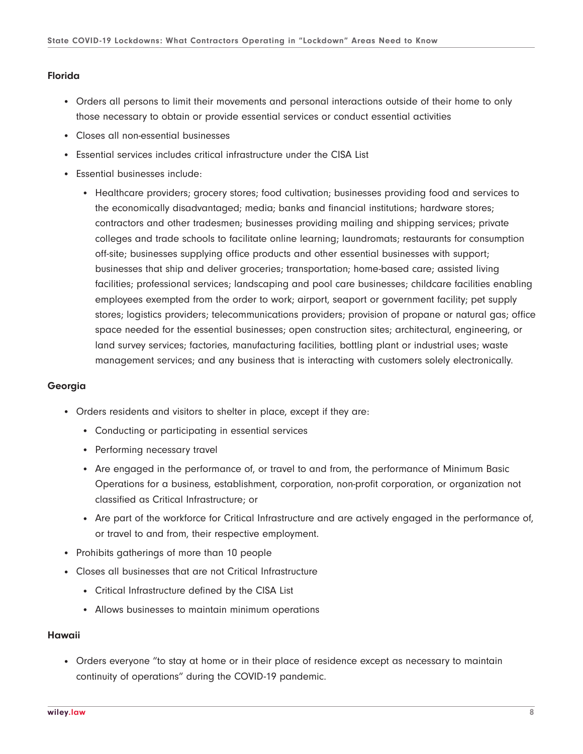### Florida

- Orders all persons to limit their movements and personal interactions outside of their home to only those necessary to obtain or provide essential services or conduct essential activities
- Closes all non-essential businesses
- Essential services includes critical infrastructure under the CISA List
- Essential businesses include:
  - Healthcare providers; grocery stores; food cultivation; businesses providing food and services to the economically disadvantaged; media; banks and financial institutions; hardware stores; contractors and other tradesmen; businesses providing mailing and shipping services; private colleges and trade schools to facilitate online learning; laundromats; restaurants for consumption off-site; businesses supplying office products and other essential businesses with support; businesses that ship and deliver groceries; transportation; home-based care; assisted living facilities; professional services; landscaping and pool care businesses; childcare facilities enabling employees exempted from the order to work; airport, seaport or government facility; pet supply stores; logistics providers; telecommunications providers; provision of propane or natural gas; office space needed for the essential businesses; open construction sites; architectural, engineering, or land survey services; factories, manufacturing facilities, bottling plant or industrial uses; waste management services; and any business that is interacting with customers solely electronically.

### Georgia

- Orders residents and visitors to shelter in place, except if they are:
  - Conducting or participating in essential services
  - Performing necessary travel
  - Are engaged in the performance of, or travel to and from, the performance of Minimum Basic Operations for a business, establishment, corporation, non-profit corporation, or organization not classified as Critical Infrastructure; or
  - Are part of the workforce for Critical Infrastructure and are actively engaged in the performance of, or travel to and from, their respective employment.
- Prohibits gatherings of more than 10 people
- Closes all businesses that are not Critical Infrastructure
  - Critical Infrastructure defined by the CISA List
  - Allows businesses to maintain minimum operations

### Hawaii

- Orders everyone "to stay at home or in their place of residence except as necessary to maintain continuity of operations" during the COVID-19 pandemic.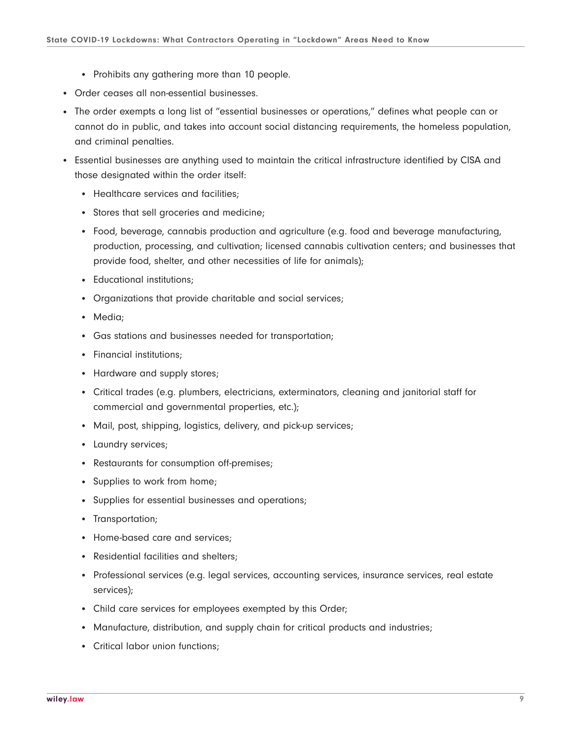- Prohibits any gathering more than 10 people.
- Order ceases all non-essential businesses.
- The order exempts a long list of "essential businesses or operations," defines what people can or cannot do in public, and takes into account social distancing requirements, the homeless population, and criminal penalties.
- Essential businesses are anything used to maintain the critical infrastructure identified by CISA and those designated within the order itself:
  - Healthcare services and facilities;
  - Stores that sell groceries and medicine;
  - Food, beverage, cannabis production and agriculture (e.g. food and beverage manufacturing, production, processing, and cultivation; licensed cannabis cultivation centers; and businesses that provide food, shelter, and other necessities of life for animals);
  - Educational institutions;
  - Organizations that provide charitable and social services;
  - Media;
  - Gas stations and businesses needed for transportation;
  - Financial institutions;
  - Hardware and supply stores;
  - Critical trades (e.g. plumbers, electricians, exterminators, cleaning and janitorial staff for commercial and governmental properties, etc.);
  - Mail, post, shipping, logistics, delivery, and pick-up services;
  - Laundry services;
  - Restaurants for consumption off-premises;
  - Supplies to work from home;
  - Supplies for essential businesses and operations;
  - Transportation;
  - Home-based care and services;
  - Residential facilities and shelters;
  - Professional services (e.g. legal services, accounting services, insurance services, real estate services);
  - Child care services for employees exempted by this Order;
  - Manufacture, distribution, and supply chain for critical products and industries;
  - Critical labor union functions;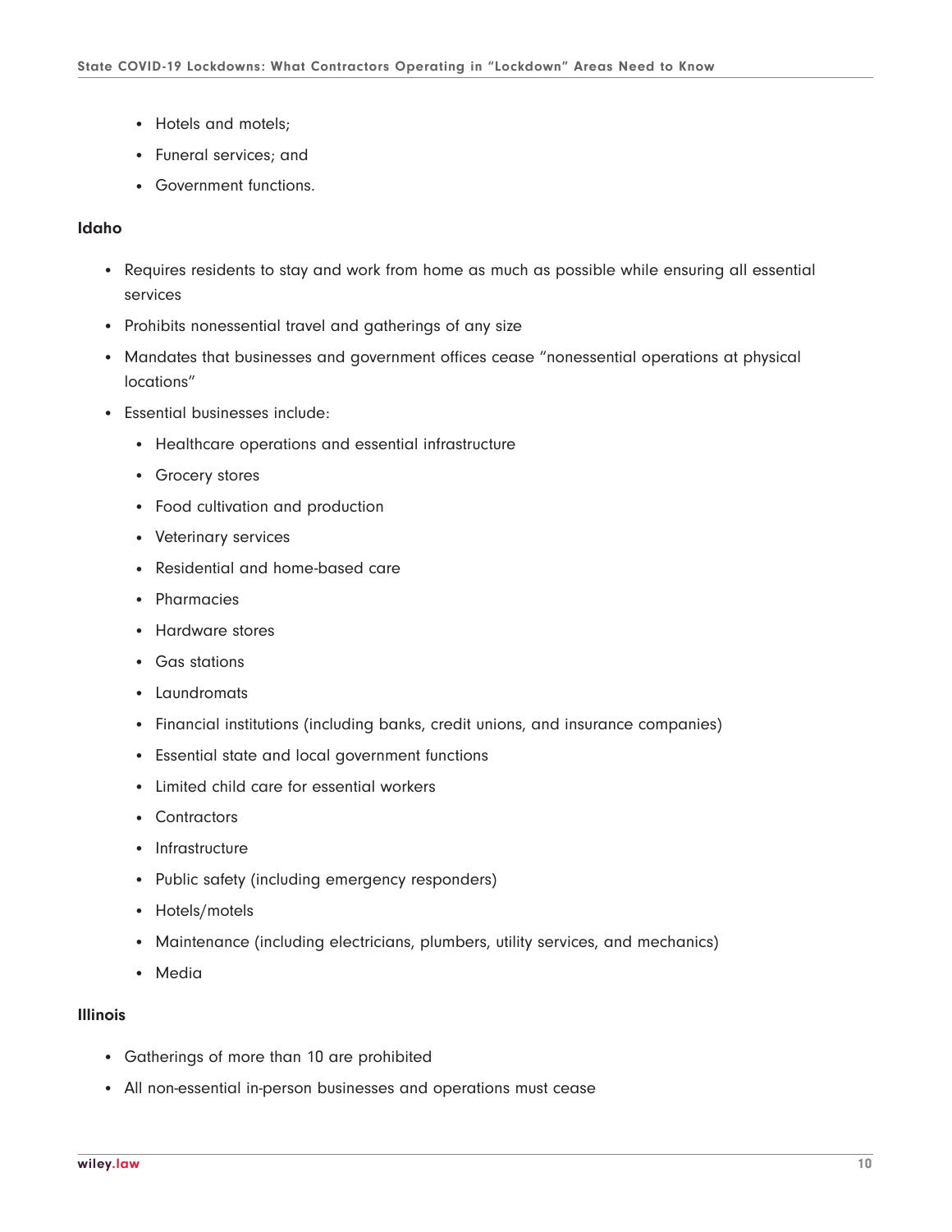- Hotels and motels;
- Funeral services; and
- Government functions.

**Idaho**

- Requires residents to stay and work from home as much as possible while ensuring all essential services
- Prohibits nonessential travel and gatherings of any size
- Mandates that businesses and government offices cease "nonessential operations at physical locations"
- Essential businesses include:
  - Healthcare operations and essential infrastructure
  - Grocery stores
  - Food cultivation and production
  - Veterinary services
  - Residential and home-based care
  - Pharmacies
  - Hardware stores
  - Gas stations
  - Laundromats
  - Financial institutions (including banks, credit unions, and insurance companies)
  - Essential state and local government functions
  - Limited child care for essential workers
  - Contractors
  - Infrastructure
  - Public safety (including emergency responders)
  - Hotels/motels
  - Maintenance (including electricians, plumbers, utility services, and mechanics)
  - Media

**Illinois**

- Gatherings of more than 10 are prohibited
- All non-essential in-person businesses and operations must cease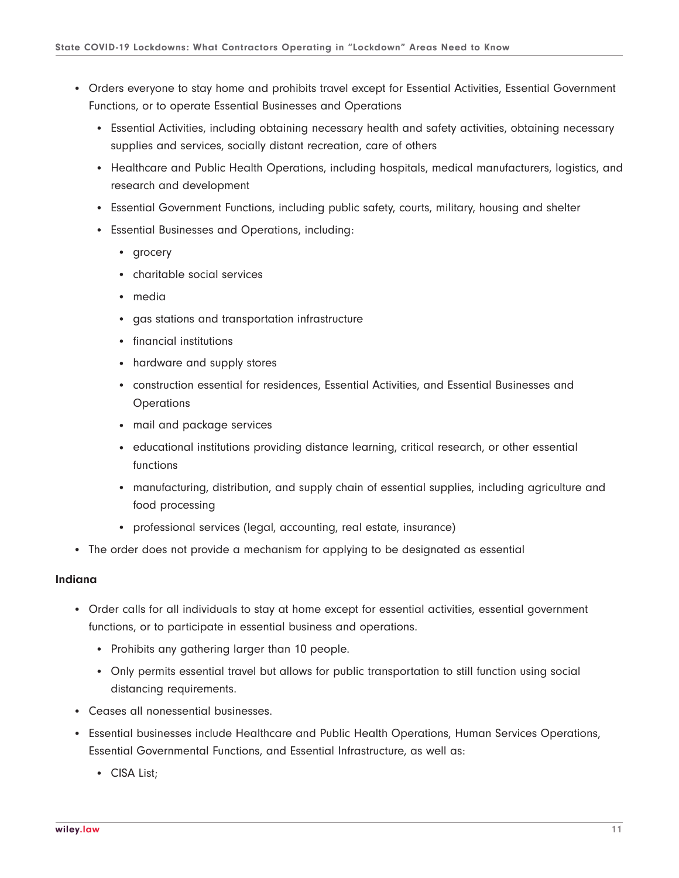- Orders everyone to stay home and prohibits travel except for Essential Activities, Essential Government Functions, or to operate Essential Businesses and Operations
  - Essential Activities, including obtaining necessary health and safety activities, obtaining necessary supplies and services, socially distant recreation, care of others
  - Healthcare and Public Health Operations, including hospitals, medical manufacturers, logistics, and research and development
  - Essential Government Functions, including public safety, courts, military, housing and shelter
  - Essential Businesses and Operations, including:
    - grocery
    - charitable social services
    - media
    - gas stations and transportation infrastructure
    - financial institutions
    - hardware and supply stores
    - construction essential for residences, Essential Activities, and Essential Businesses and Operations
    - mail and package services
    - educational institutions providing distance learning, critical research, or other essential functions
    - manufacturing, distribution, and supply chain of essential supplies, including agriculture and food processing
    - professional services (legal, accounting, real estate, insurance)
- The order does not provide a mechanism for applying to be designated as essential

**Indiana**

- Order calls for all individuals to stay at home except for essential activities, essential government functions, or to participate in essential business and operations.
  - Prohibits any gathering larger than 10 people.
  - Only permits essential travel but allows for public transportation to still function using social distancing requirements.
- Ceases all nonessential businesses.
- Essential businesses include Healthcare and Public Health Operations, Human Services Operations, Essential Governmental Functions, and Essential Infrastructure, as well as:
  - CISA List;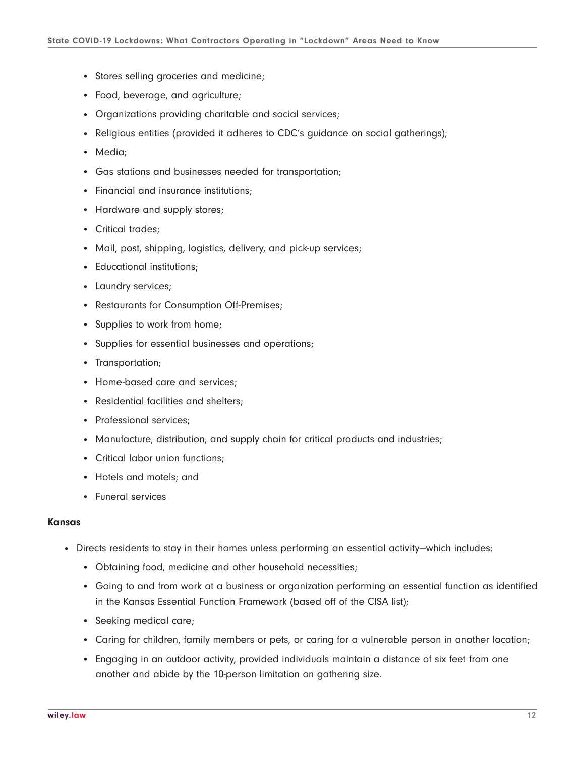- Stores selling groceries and medicine;
- Food, beverage, and agriculture;
- Organizations providing charitable and social services;
- Religious entities (provided it adheres to CDC's guidance on social gatherings);
- Media;
- Gas stations and businesses needed for transportation;
- Financial and insurance institutions;
- Hardware and supply stores;
- Critical trades;
- Mail, post, shipping, logistics, delivery, and pick-up services;
- Educational institutions;
- Laundry services;
- Restaurants for Consumption Off-Premises;
- Supplies to work from home;
- Supplies for essential businesses and operations;
- Transportation;
- Home-based care and services;
- Residential facilities and shelters;
- Professional services;
- Manufacture, distribution, and supply chain for critical products and industries;
- Critical labor union functions;
- Hotels and motels; and
- Funeral services

**Kansas**

- Directs residents to stay in their homes unless performing an essential activity—which includes:
  - Obtaining food, medicine and other household necessities;
  - Going to and from work at a business or organization performing an essential function as identified in the Kansas Essential Function Framework (based off of the CISA list);
  - Seeking medical care;
  - Caring for children, family members or pets, or caring for a vulnerable person in another location;
  - Engaging in an outdoor activity, provided individuals maintain a distance of six feet from one another and abide by the 10-person limitation on gathering size.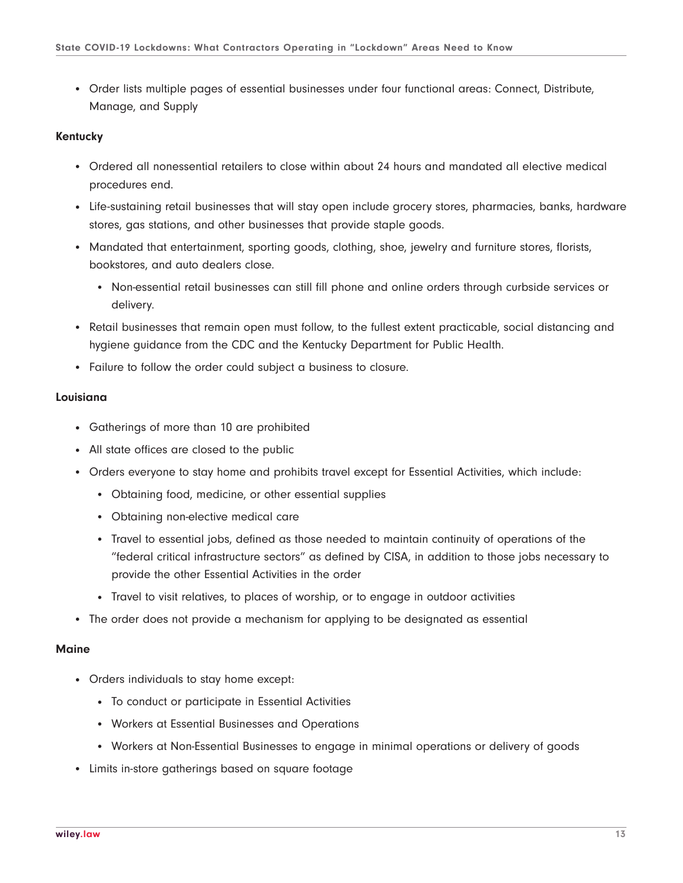- Order lists multiple pages of essential businesses under four functional areas: Connect, Distribute, Manage, and Supply

**Kentucky**

- Ordered all nonessential retailers to close within about 24 hours and mandated all elective medical procedures end.
- Life-sustaining retail businesses that will stay open include grocery stores, pharmacies, banks, hardware stores, gas stations, and other businesses that provide staple goods.
- Mandated that entertainment, sporting goods, clothing, shoe, jewelry and furniture stores, florists, bookstores, and auto dealers close.
  - Non-essential retail businesses can still fill phone and online orders through curbside services or delivery.
- Retail businesses that remain open must follow, to the fullest extent practicable, social distancing and hygiene guidance from the CDC and the Kentucky Department for Public Health.
- Failure to follow the order could subject a business to closure.

**Louisiana**

- Gatherings of more than 10 are prohibited
- All state offices are closed to the public
- Orders everyone to stay home and prohibits travel except for Essential Activities, which include:
  - Obtaining food, medicine, or other essential supplies
  - Obtaining non-elective medical care
  - Travel to essential jobs, defined as those needed to maintain continuity of operations of the "federal critical infrastructure sectors" as defined by CISA, in addition to those jobs necessary to provide the other Essential Activities in the order
  - Travel to visit relatives, to places of worship, or to engage in outdoor activities
- The order does not provide a mechanism for applying to be designated as essential

**Maine**

- Orders individuals to stay home except:
  - To conduct or participate in Essential Activities
  - Workers at Essential Businesses and Operations
  - Workers at Non-Essential Businesses to engage in minimal operations or delivery of goods
- Limits in-store gatherings based on square footage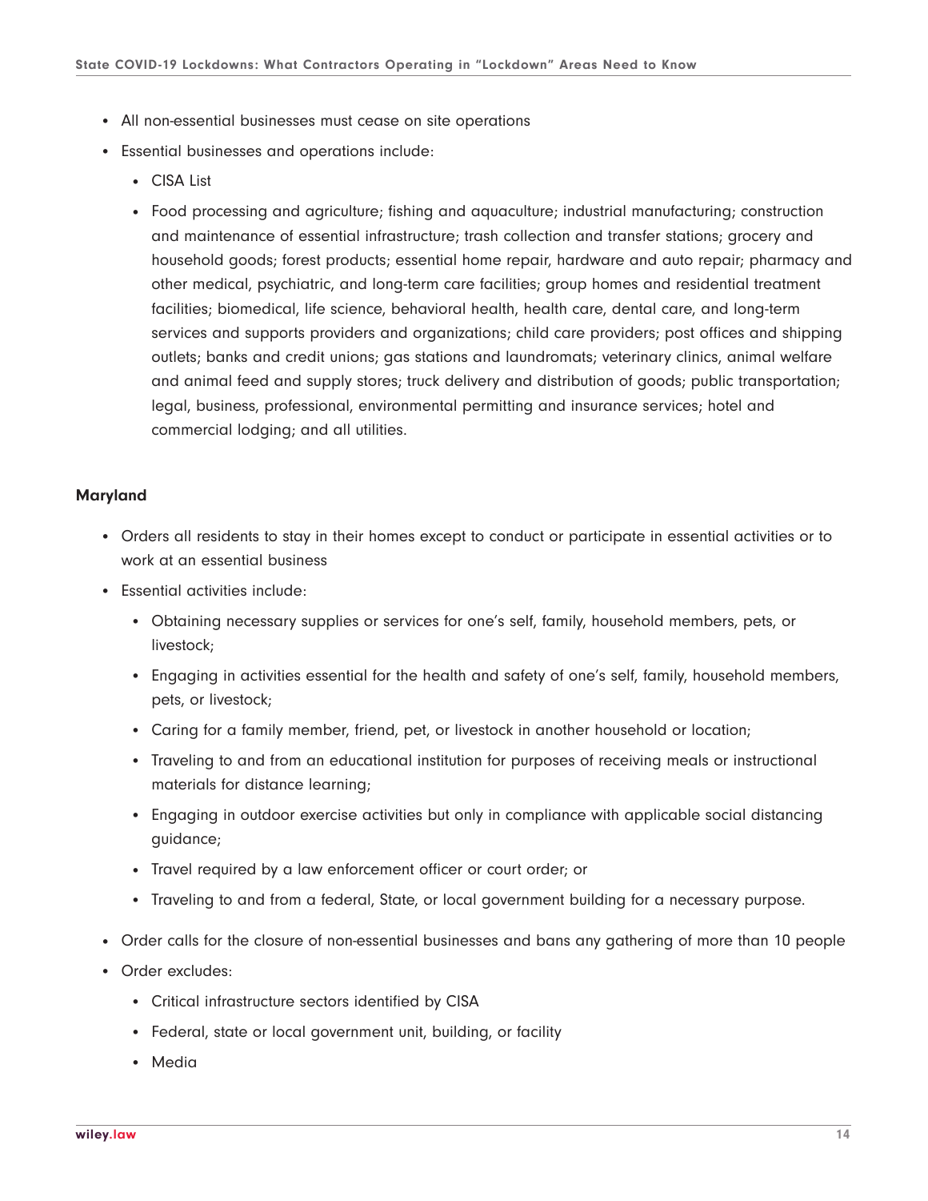- All non-essential businesses must cease on site operations
- Essential businesses and operations include:
  - CISA List
  - Food processing and agriculture; fishing and aquaculture; industrial manufacturing; construction and maintenance of essential infrastructure; trash collection and transfer stations; grocery and household goods; forest products; essential home repair, hardware and auto repair; pharmacy and other medical, psychiatric, and long-term care facilities; group homes and residential treatment facilities; biomedical, life science, behavioral health, health care, dental care, and long-term services and supports providers and organizations; child care providers; post offices and shipping outlets; banks and credit unions; gas stations and laundromats; veterinary clinics, animal welfare and animal feed and supply stores; truck delivery and distribution of goods; public transportation; legal, business, professional, environmental permitting and insurance services; hotel and commercial lodging; and all utilities.

**Maryland**

- Orders all residents to stay in their homes except to conduct or participate in essential activities or to work at an essential business
- Essential activities include:
  - Obtaining necessary supplies or services for one's self, family, household members, pets, or livestock;
  - Engaging in activities essential for the health and safety of one's self, family, household members, pets, or livestock;
  - Caring for a family member, friend, pet, or livestock in another household or location;
  - Traveling to and from an educational institution for purposes of receiving meals or instructional materials for distance learning;
  - Engaging in outdoor exercise activities but only in compliance with applicable social distancing guidance;
  - Travel required by a law enforcement officer or court order; or
  - Traveling to and from a federal, State, or local government building for a necessary purpose.
- Order calls for the closure of non-essential businesses and bans any gathering of more than 10 people
- Order excludes:
  - Critical infrastructure sectors identified by CISA
  - Federal, state or local government unit, building, or facility
  - Media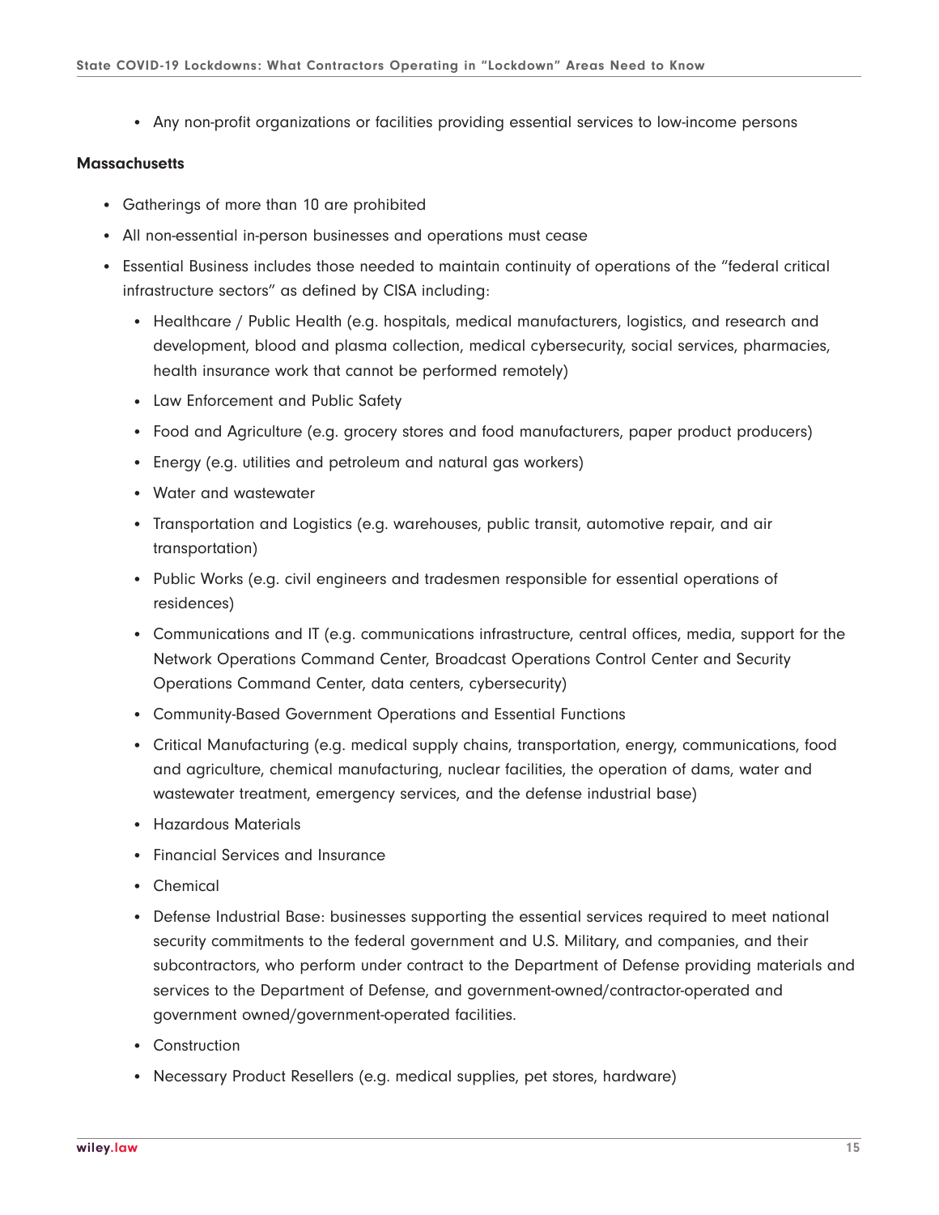- Any non-profit organizations or facilities providing essential services to low-income persons

**Massachusetts**

- Gatherings of more than 10 are prohibited
- All non-essential in-person businesses and operations must cease
- Essential Business includes those needed to maintain continuity of operations of the "federal critical infrastructure sectors" as defined by CISA including:
    - Healthcare / Public Health (e.g. hospitals, medical manufacturers, logistics, and research and development, blood and plasma collection, medical cybersecurity, social services, pharmacies, health insurance work that cannot be performed remotely)
    - Law Enforcement and Public Safety
    - Food and Agriculture (e.g. grocery stores and food manufacturers, paper product producers)
    - Energy (e.g. utilities and petroleum and natural gas workers)
    - Water and wastewater
    - Transportation and Logistics (e.g. warehouses, public transit, automotive repair, and air transportation)
    - Public Works (e.g. civil engineers and tradesmen responsible for essential operations of residences)
    - Communications and IT (e.g. communications infrastructure, central offices, media, support for the Network Operations Command Center, Broadcast Operations Control Center and Security Operations Command Center, data centers, cybersecurity)
    - Community-Based Government Operations and Essential Functions
    - Critical Manufacturing (e.g. medical supply chains, transportation, energy, communications, food and agriculture, chemical manufacturing, nuclear facilities, the operation of dams, water and wastewater treatment, emergency services, and the defense industrial base)
    - Hazardous Materials
    - Financial Services and Insurance
    - Chemical
    - Defense Industrial Base: businesses supporting the essential services required to meet national security commitments to the federal government and U.S. Military, and companies, and their subcontractors, who perform under contract to the Department of Defense providing materials and services to the Department of Defense, and government-owned/contractor-operated and government owned/government-operated facilities.
    - Construction
    - Necessary Product Resellers (e.g. medical supplies, pet stores, hardware)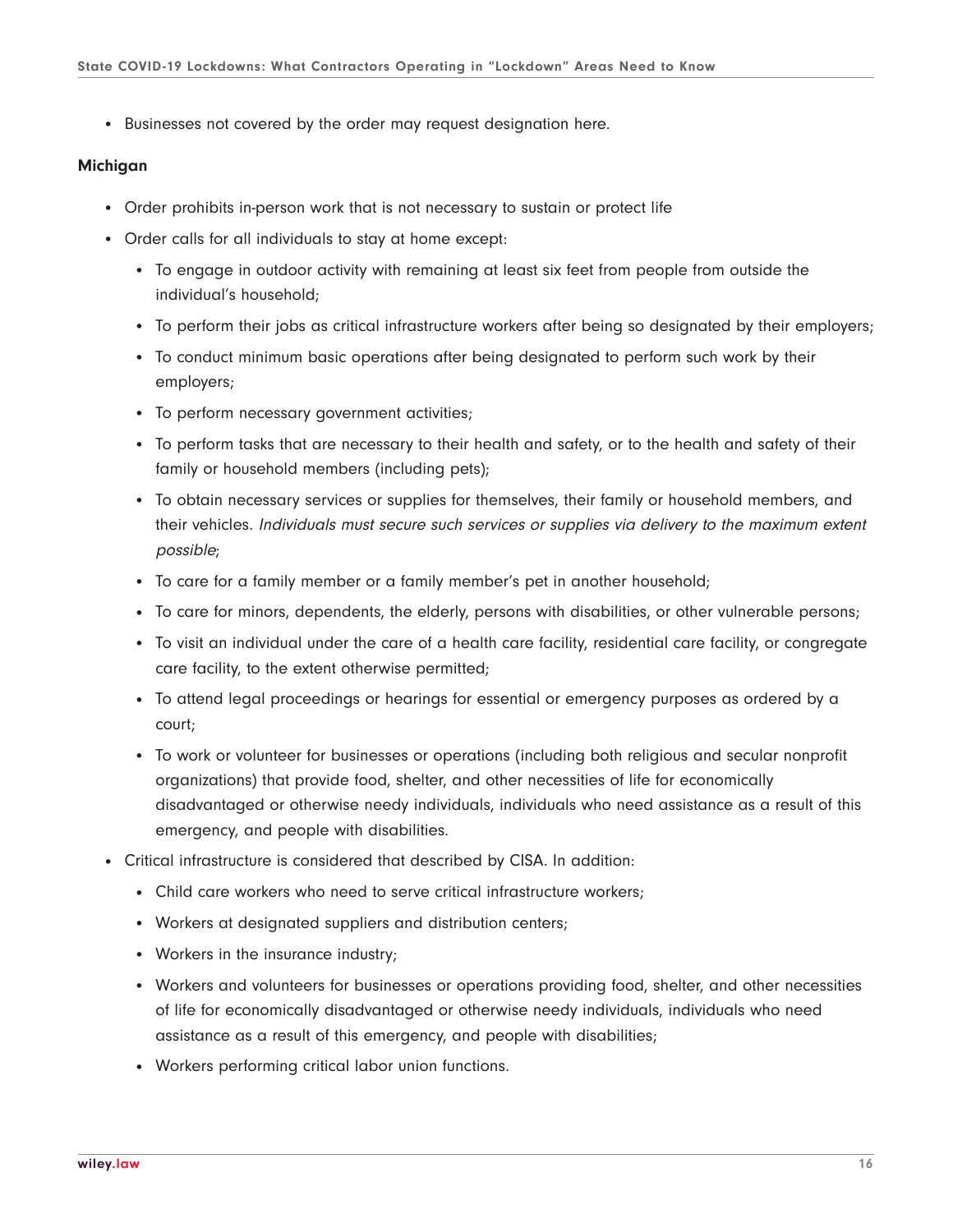- Businesses not covered by the order may request designation here.

**Michigan**

- Order prohibits in-person work that is not necessary to sustain or protect life
- Order calls for all individuals to stay at home except:
  - To engage in outdoor activity with remaining at least six feet from people from outside the individual's household;
  - To perform their jobs as critical infrastructure workers after being so designated by their employers;
  - To conduct minimum basic operations after being designated to perform such work by their employers;
  - To perform necessary government activities;
  - To perform tasks that are necessary to their health and safety, or to the health and safety of their family or household members (including pets);
  - To obtain necessary services or supplies for themselves, their family or household members, and their vehicles. *Individuals must secure such services or supplies via delivery to the maximum extent possible*;
  - To care for a family member or a family member's pet in another household;
  - To care for minors, dependents, the elderly, persons with disabilities, or other vulnerable persons;
  - To visit an individual under the care of a health care facility, residential care facility, or congregate care facility, to the extent otherwise permitted;
  - To attend legal proceedings or hearings for essential or emergency purposes as ordered by a court;
  - To work or volunteer for businesses or operations (including both religious and secular nonprofit organizations) that provide food, shelter, and other necessities of life for economically disadvantaged or otherwise needy individuals, individuals who need assistance as a result of this emergency, and people with disabilities.
- Critical infrastructure is considered that described by CISA. In addition:
  - Child care workers who need to serve critical infrastructure workers;
  - Workers at designated suppliers and distribution centers;
  - Workers in the insurance industry;
  - Workers and volunteers for businesses or operations providing food, shelter, and other necessities of life for economically disadvantaged or otherwise needy individuals, individuals who need assistance as a result of this emergency, and people with disabilities;
  - Workers performing critical labor union functions.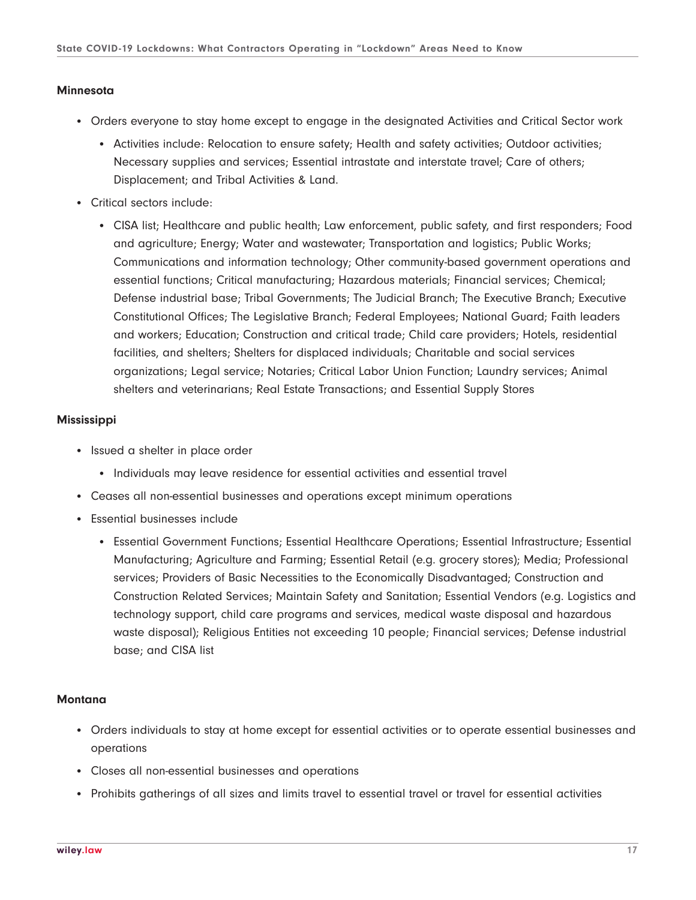**Minnesota**

- Orders everyone to stay home except to engage in the designated Activities and Critical Sector work
  - Activities include: Relocation to ensure safety; Health and safety activities; Outdoor activities; Necessary supplies and services; Essential intrastate and interstate travel; Care of others; Displacement; and Tribal Activities & Land.
- Critical sectors include:
  - CISA list; Healthcare and public health; Law enforcement, public safety, and first responders; Food and agriculture; Energy; Water and wastewater; Transportation and logistics; Public Works; Communications and information technology; Other community-based government operations and essential functions; Critical manufacturing; Hazardous materials; Financial services; Chemical; Defense industrial base; Tribal Governments; The Judicial Branch; The Executive Branch; Executive Constitutional Offices; The Legislative Branch; Federal Employees; National Guard; Faith leaders and workers; Education; Construction and critical trade; Child care providers; Hotels, residential facilities, and shelters; Shelters for displaced individuals; Charitable and social services organizations; Legal service; Notaries; Critical Labor Union Function; Laundry services; Animal shelters and veterinarians; Real Estate Transactions; and Essential Supply Stores

**Mississippi**

- Issued a shelter in place order
  - Individuals may leave residence for essential activities and essential travel
- Ceases all non-essential businesses and operations except minimum operations
- Essential businesses include
  - Essential Government Functions; Essential Healthcare Operations; Essential Infrastructure; Essential Manufacturing; Agriculture and Farming; Essential Retail (e.g. grocery stores); Media; Professional services; Providers of Basic Necessities to the Economically Disadvantaged; Construction and Construction Related Services; Maintain Safety and Sanitation; Essential Vendors (e.g. Logistics and technology support, child care programs and services, medical waste disposal and hazardous waste disposal); Religious Entities not exceeding 10 people; Financial services; Defense industrial base; and CISA list

**Montana**

- Orders individuals to stay at home except for essential activities or to operate essential businesses and operations
- Closes all non-essential businesses and operations
- Prohibits gatherings of all sizes and limits travel to essential travel or travel for essential activities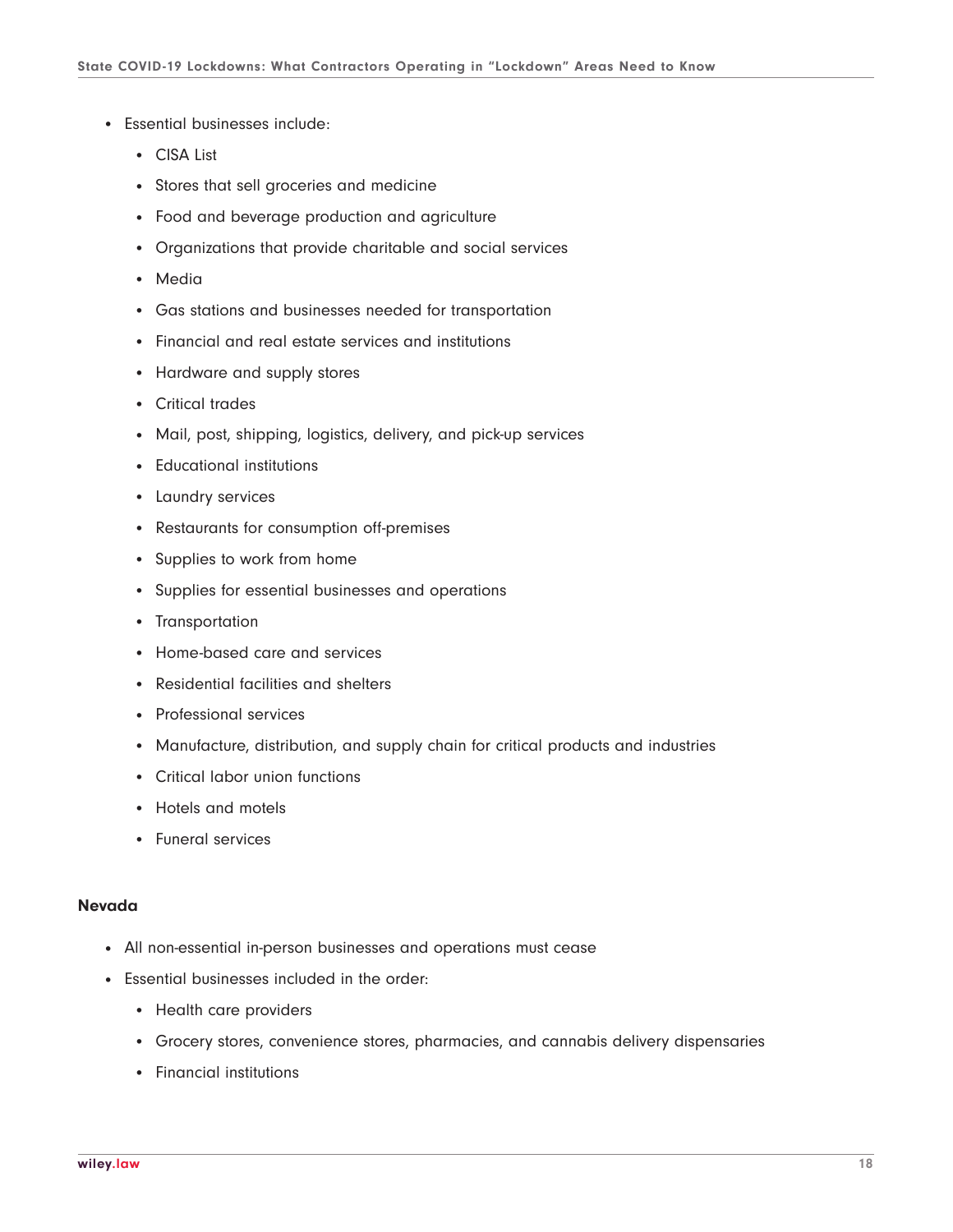- Essential businesses include:
  - CISA List
  - Stores that sell groceries and medicine
  - Food and beverage production and agriculture
  - Organizations that provide charitable and social services
  - Media
  - Gas stations and businesses needed for transportation
  - Financial and real estate services and institutions
  - Hardware and supply stores
  - Critical trades
  - Mail, post, shipping, logistics, delivery, and pick-up services
  - Educational institutions
  - Laundry services
  - Restaurants for consumption off-premises
  - Supplies to work from home
  - Supplies for essential businesses and operations
  - Transportation
  - Home-based care and services
  - Residential facilities and shelters
  - Professional services
  - Manufacture, distribution, and supply chain for critical products and industries
  - Critical labor union functions
  - Hotels and motels
  - Funeral services

**Nevada**

- All non-essential in-person businesses and operations must cease
- Essential businesses included in the order:
  - Health care providers
  - Grocery stores, convenience stores, pharmacies, and cannabis delivery dispensaries
  - Financial institutions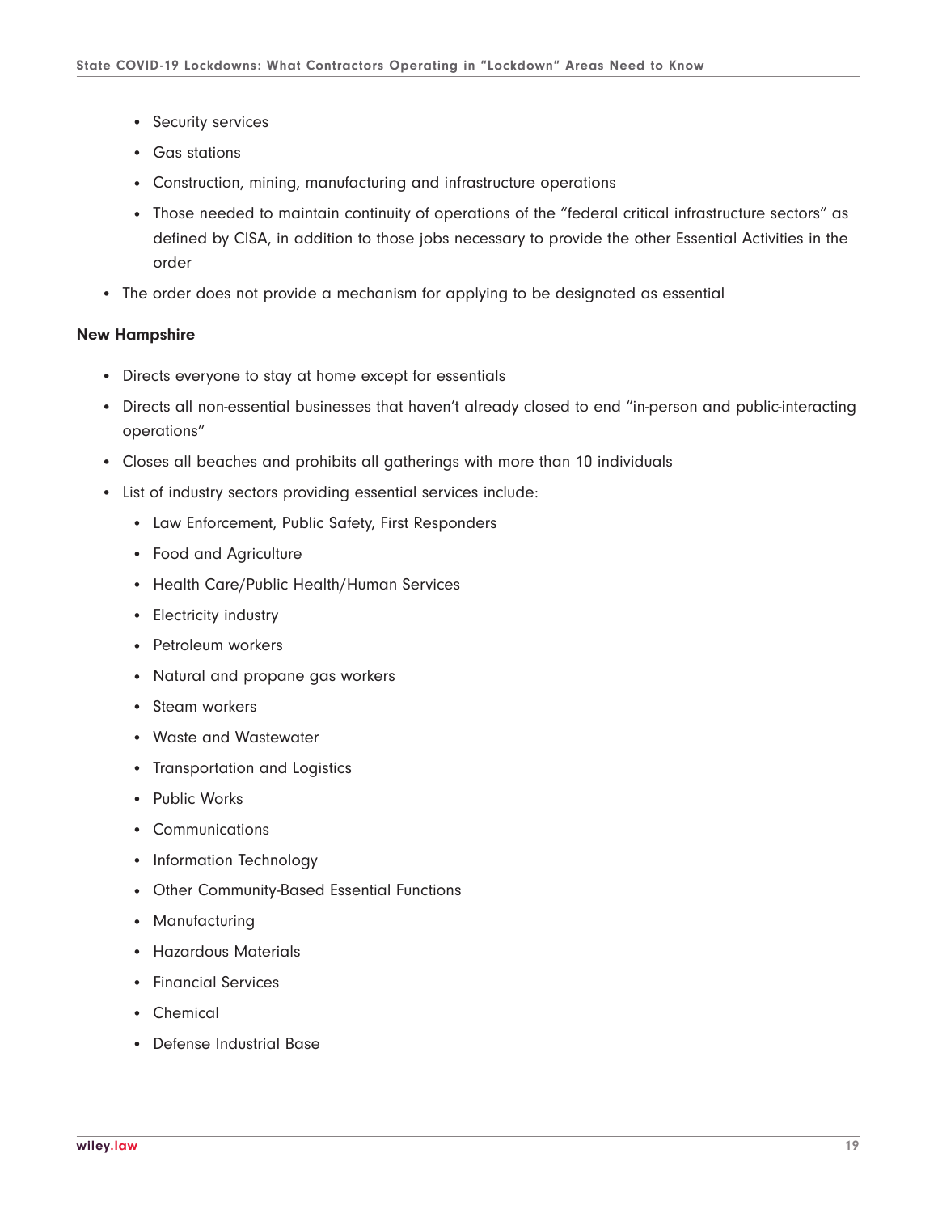- Security services
  - Gas stations
  - Construction, mining, manufacturing and infrastructure operations
  - Those needed to maintain continuity of operations of the "federal critical infrastructure sectors" as defined by CISA, in addition to those jobs necessary to provide the other Essential Activities in the order
- The order does not provide a mechanism for applying to be designated as essential

**New Hampshire**

- Directs everyone to stay at home except for essentials
- Directs all non-essential businesses that haven't already closed to end "in-person and public-interacting operations"
- Closes all beaches and prohibits all gatherings with more than 10 individuals
- List of industry sectors providing essential services include:
  - Law Enforcement, Public Safety, First Responders
  - Food and Agriculture
  - Health Care/Public Health/Human Services
  - Electricity industry
  - Petroleum workers
  - Natural and propane gas workers
  - Steam workers
  - Waste and Wastewater
  - Transportation and Logistics
  - Public Works
  - Communications
  - Information Technology
  - Other Community-Based Essential Functions
  - Manufacturing
  - Hazardous Materials
  - Financial Services
  - Chemical
  - Defense Industrial Base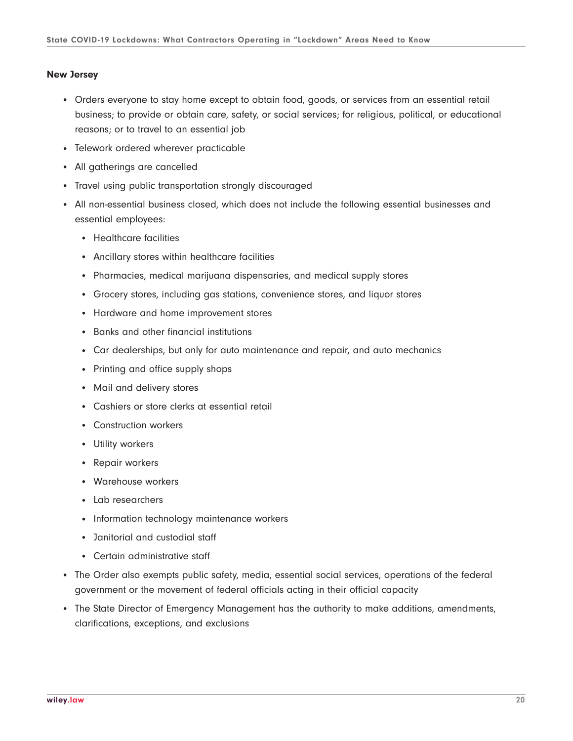**New Jersey**

- Orders everyone to stay home except to obtain food, goods, or services from an essential retail business; to provide or obtain care, safety, or social services; for religious, political, or educational reasons; or to travel to an essential job
- Telework ordered wherever practicable
- All gatherings are cancelled
- Travel using public transportation strongly discouraged
- All non-essential business closed, which does not include the following essential businesses and essential employees:
  - Healthcare facilities
  - Ancillary stores within healthcare facilities
  - Pharmacies, medical marijuana dispensaries, and medical supply stores
  - Grocery stores, including gas stations, convenience stores, and liquor stores
  - Hardware and home improvement stores
  - Banks and other financial institutions
  - Car dealerships, but only for auto maintenance and repair, and auto mechanics
  - Printing and office supply shops
  - Mail and delivery stores
  - Cashiers or store clerks at essential retail
  - Construction workers
  - Utility workers
  - Repair workers
  - Warehouse workers
  - Lab researchers
  - Information technology maintenance workers
  - Janitorial and custodial staff
  - Certain administrative staff
- The Order also exempts public safety, media, essential social services, operations of the federal government or the movement of federal officials acting in their official capacity
- The State Director of Emergency Management has the authority to make additions, amendments, clarifications, exceptions, and exclusions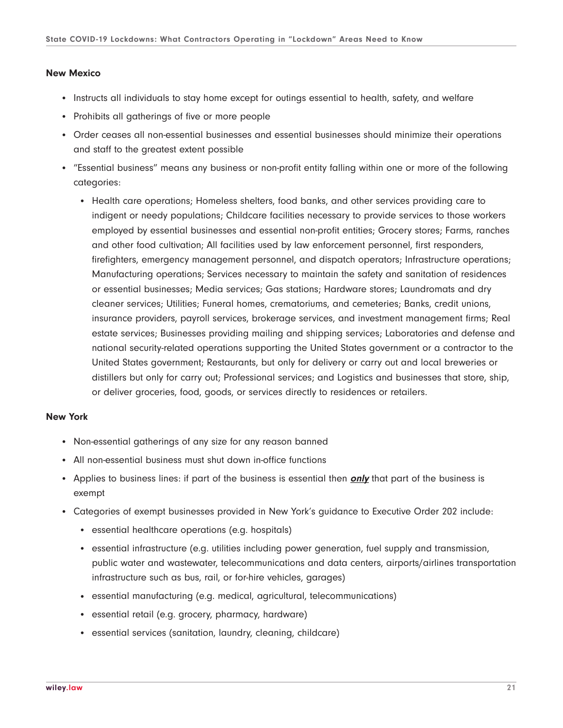**New Mexico**

- Instructs all individuals to stay home except for outings essential to health, safety, and welfare
- Prohibits all gatherings of five or more people
- Order ceases all non-essential businesses and essential businesses should minimize their operations and staff to the greatest extent possible
- "Essential business" means any business or non-profit entity falling within one or more of the following categories:
  - Health care operations; Homeless shelters, food banks, and other services providing care to indigent or needy populations; Childcare facilities necessary to provide services to those workers employed by essential businesses and essential non-profit entities; Grocery stores; Farms, ranches and other food cultivation; All facilities used by law enforcement personnel, first responders, firefighters, emergency management personnel, and dispatch operators; Infrastructure operations; Manufacturing operations; Services necessary to maintain the safety and sanitation of residences or essential businesses; Media services; Gas stations; Hardware stores; Laundromats and dry cleaner services; Utilities; Funeral homes, crematoriums, and cemeteries; Banks, credit unions, insurance providers, payroll services, brokerage services, and investment management firms; Real estate services; Businesses providing mailing and shipping services; Laboratories and defense and national security-related operations supporting the United States government or a contractor to the United States government; Restaurants, but only for delivery or carry out and local breweries or distillers but only for carry out; Professional services; and Logistics and businesses that store, ship, or deliver groceries, food, goods, or services directly to residences or retailers.

**New York**

- Non-essential gatherings of any size for any reason banned
- All non-essential business must shut down in-office functions
- Applies to business lines: if part of the business is essential then ***only*** that part of the business is exempt
- Categories of exempt businesses provided in New York's guidance to Executive Order 202 include:
  - essential healthcare operations (e.g. hospitals)
  - essential infrastructure (e.g. utilities including power generation, fuel supply and transmission, public water and wastewater, telecommunications and data centers, airports/airlines transportation infrastructure such as bus, rail, or for-hire vehicles, garages)
  - essential manufacturing (e.g. medical, agricultural, telecommunications)
  - essential retail (e.g. grocery, pharmacy, hardware)
  - essential services (sanitation, laundry, cleaning, childcare)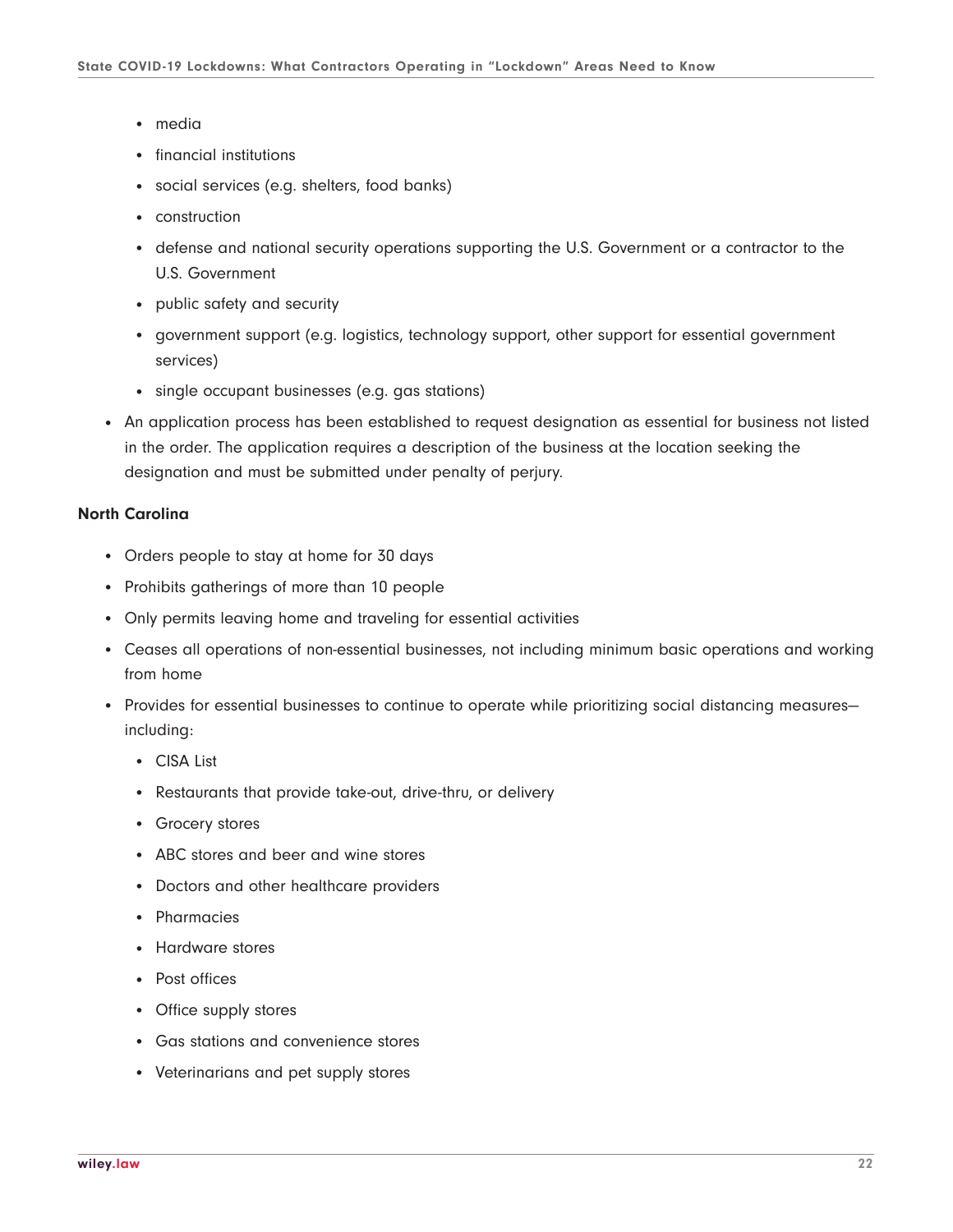- media
    - financial institutions
    - social services (e.g. shelters, food banks)
    - construction
    - defense and national security operations supporting the U.S. Government or a contractor to the U.S. Government
    - public safety and security
    - government support (e.g. logistics, technology support, other support for essential government services)
    - single occupant businesses (e.g. gas stations)
- An application process has been established to request designation as essential for business not listed in the order. The application requires a description of the business at the location seeking the designation and must be submitted under penalty of perjury.

**North Carolina**

- Orders people to stay at home for 30 days
- Prohibits gatherings of more than 10 people
- Only permits leaving home and traveling for essential activities
- Ceases all operations of non-essential businesses, not including minimum basic operations and working from home
- Provides for essential businesses to continue to operate while prioritizing social distancing measures—including:
    - CISA List
    - Restaurants that provide take-out, drive-thru, or delivery
    - Grocery stores
    - ABC stores and beer and wine stores
    - Doctors and other healthcare providers
    - Pharmacies
    - Hardware stores
    - Post offices
    - Office supply stores
    - Gas stations and convenience stores
    - Veterinarians and pet supply stores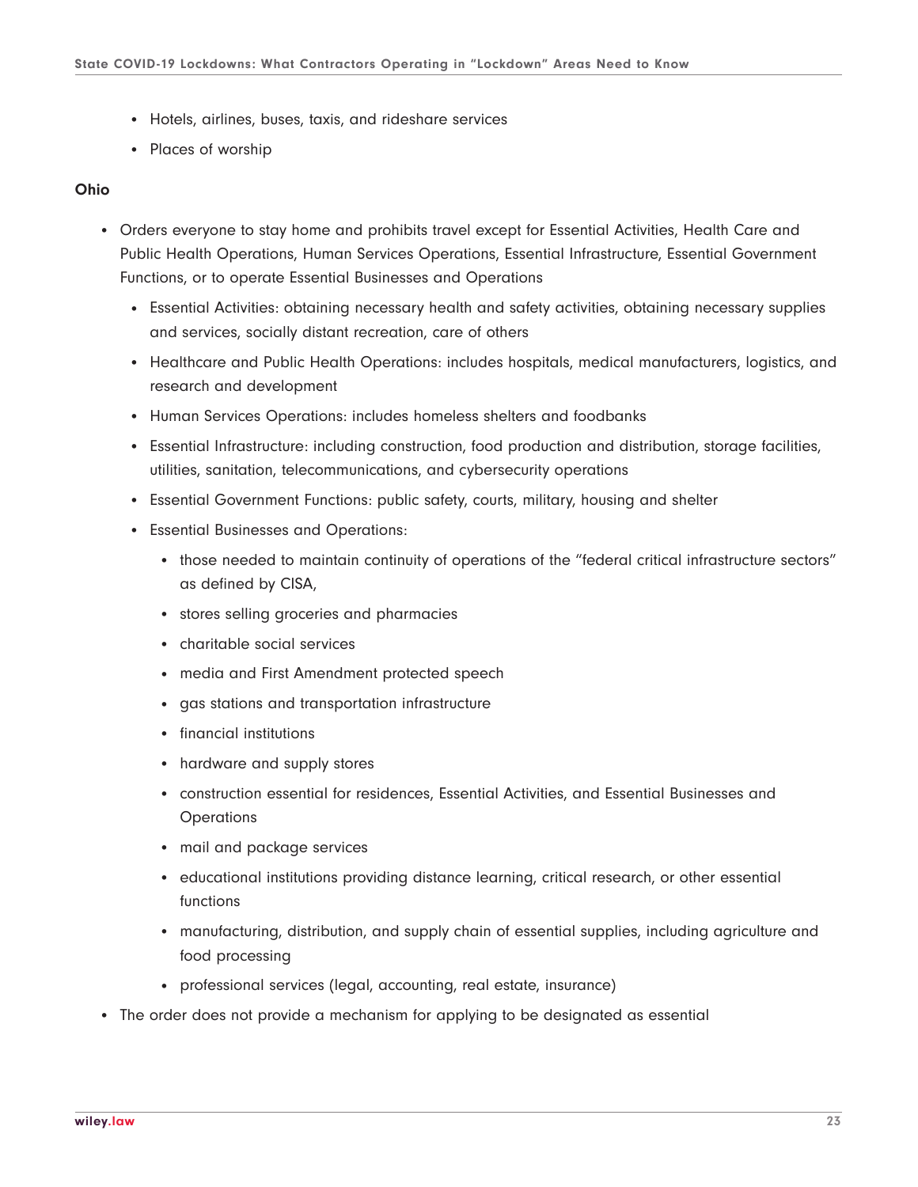- Hotels, airlines, buses, taxis, and rideshare services
- Places of worship

**Ohio**

- Orders everyone to stay home and prohibits travel except for Essential Activities, Health Care and Public Health Operations, Human Services Operations, Essential Infrastructure, Essential Government Functions, or to operate Essential Businesses and Operations
  - Essential Activities: obtaining necessary health and safety activities, obtaining necessary supplies and services, socially distant recreation, care of others
  - Healthcare and Public Health Operations: includes hospitals, medical manufacturers, logistics, and research and development
  - Human Services Operations: includes homeless shelters and foodbanks
  - Essential Infrastructure: including construction, food production and distribution, storage facilities, utilities, sanitation, telecommunications, and cybersecurity operations
  - Essential Government Functions: public safety, courts, military, housing and shelter
  - Essential Businesses and Operations:
    - those needed to maintain continuity of operations of the "federal critical infrastructure sectors" as defined by CISA,
    - stores selling groceries and pharmacies
    - charitable social services
    - media and First Amendment protected speech
    - gas stations and transportation infrastructure
    - financial institutions
    - hardware and supply stores
    - construction essential for residences, Essential Activities, and Essential Businesses and Operations
    - mail and package services
    - educational institutions providing distance learning, critical research, or other essential functions
    - manufacturing, distribution, and supply chain of essential supplies, including agriculture and food processing
    - professional services (legal, accounting, real estate, insurance)
- The order does not provide a mechanism for applying to be designated as essential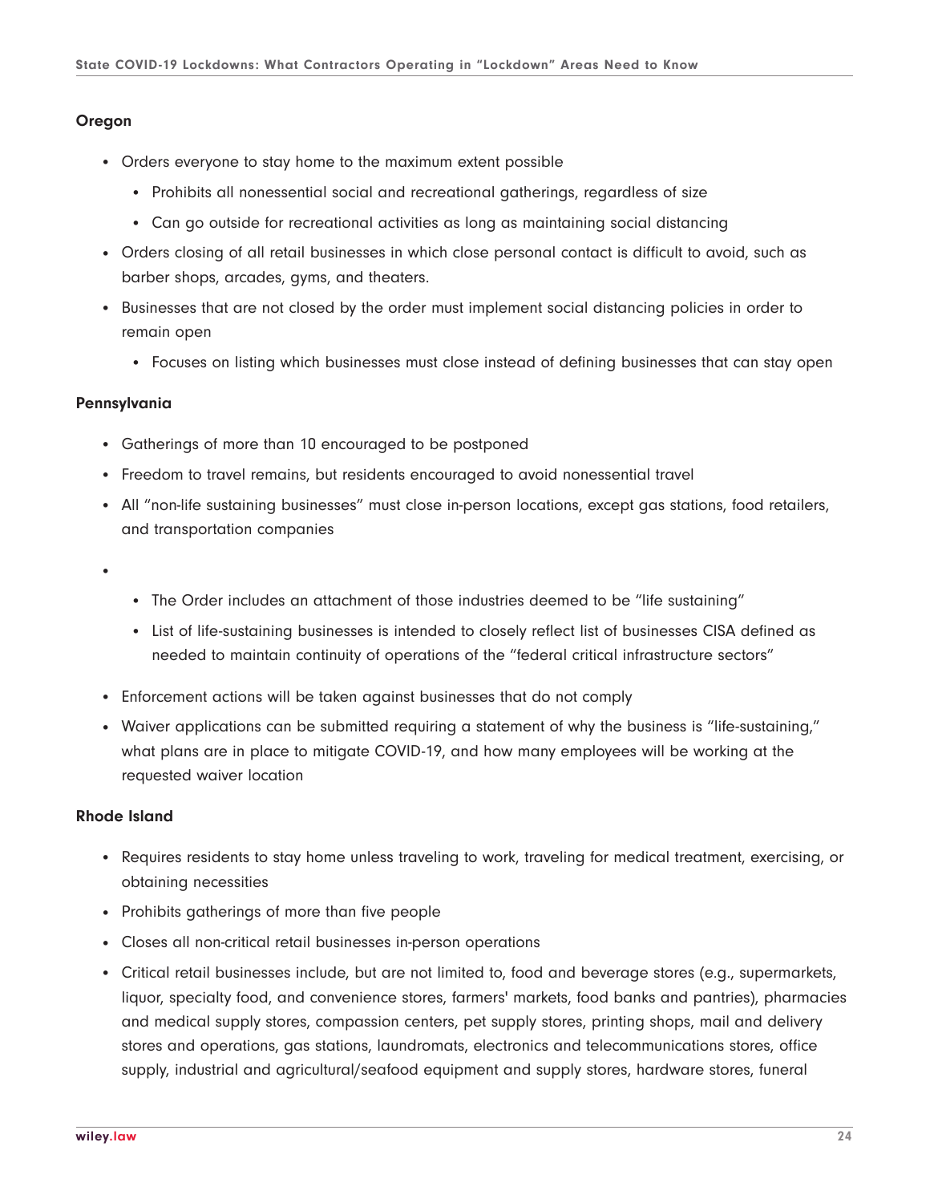### Oregon

- Orders everyone to stay home to the maximum extent possible
    - Prohibits all nonessential social and recreational gatherings, regardless of size
    - Can go outside for recreational activities as long as maintaining social distancing
- Orders closing of all retail businesses in which close personal contact is difficult to avoid, such as barber shops, arcades, gyms, and theaters.
- Businesses that are not closed by the order must implement social distancing policies in order to remain open
    - Focuses on listing which businesses must close instead of defining businesses that can stay open

### Pennsylvania

- Gatherings of more than 10 encouraged to be postponed
- Freedom to travel remains, but residents encouraged to avoid nonessential travel
- All "non-life sustaining businesses" must close in-person locations, except gas stations, food retailers, and transportation companies
- 
    - The Order includes an attachment of those industries deemed to be "life sustaining"
    - List of life-sustaining businesses is intended to closely reflect list of businesses CISA defined as needed to maintain continuity of operations of the "federal critical infrastructure sectors"
- Enforcement actions will be taken against businesses that do not comply
- Waiver applications can be submitted requiring a statement of why the business is "life-sustaining," what plans are in place to mitigate COVID-19, and how many employees will be working at the requested waiver location

### Rhode Island

- Requires residents to stay home unless traveling to work, traveling for medical treatment, exercising, or obtaining necessities
- Prohibits gatherings of more than five people
- Closes all non-critical retail businesses in-person operations
- Critical retail businesses include, but are not limited to, food and beverage stores (e.g., supermarkets, liquor, specialty food, and convenience stores, farmers' markets, food banks and pantries), pharmacies and medical supply stores, compassion centers, pet supply stores, printing shops, mail and delivery stores and operations, gas stations, laundromats, electronics and telecommunications stores, office supply, industrial and agricultural/seafood equipment and supply stores, hardware stores, funeral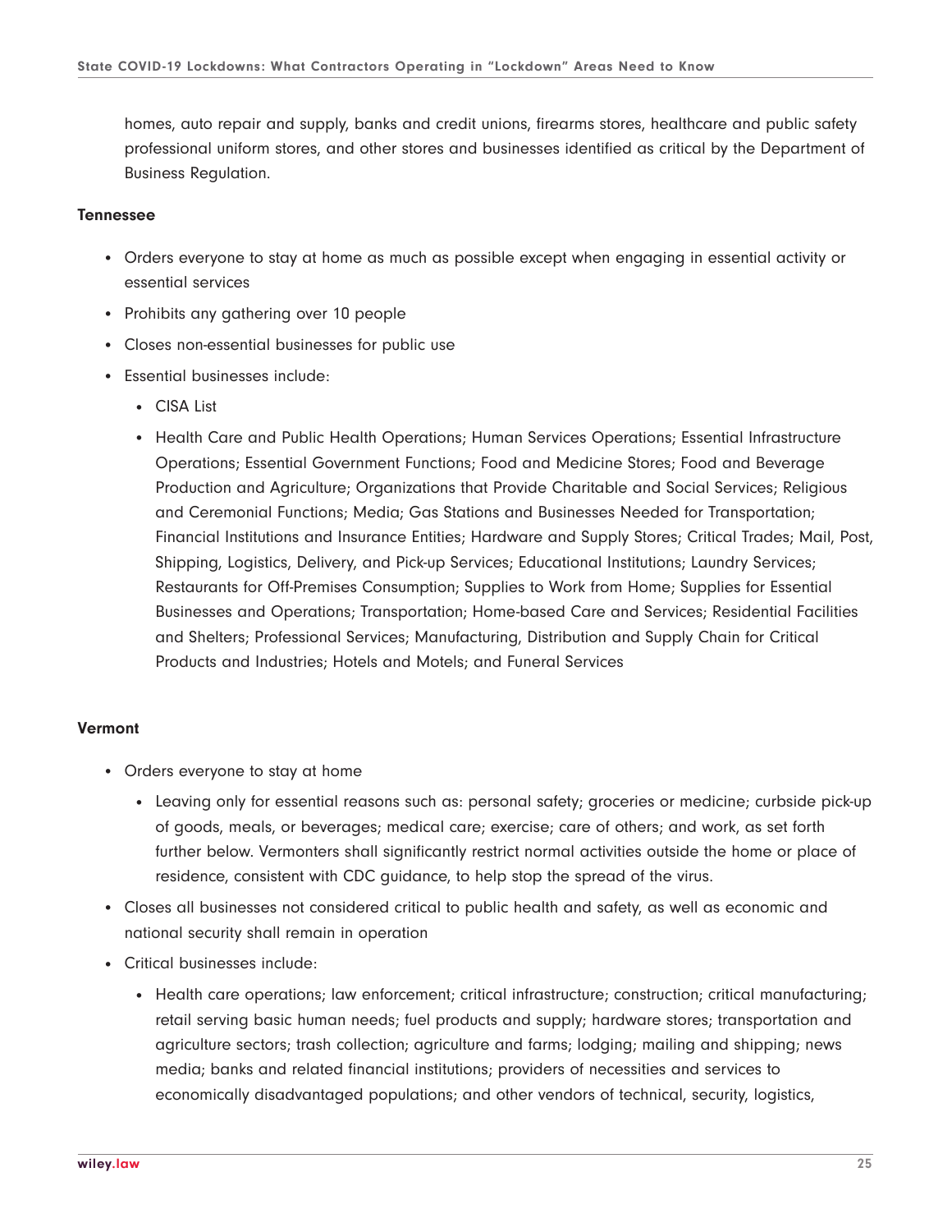homes, auto repair and supply, banks and credit unions, firearms stores, healthcare and public safety professional uniform stores, and other stores and businesses identified as critical by the Department of Business Regulation.

**Tennessee**

- Orders everyone to stay at home as much as possible except when engaging in essential activity or essential services
- Prohibits any gathering over 10 people
- Closes non-essential businesses for public use
- Essential businesses include:
  - CISA List
  - Health Care and Public Health Operations; Human Services Operations; Essential Infrastructure Operations; Essential Government Functions; Food and Medicine Stores; Food and Beverage Production and Agriculture; Organizations that Provide Charitable and Social Services; Religious and Ceremonial Functions; Media; Gas Stations and Businesses Needed for Transportation; Financial Institutions and Insurance Entities; Hardware and Supply Stores; Critical Trades; Mail, Post, Shipping, Logistics, Delivery, and Pick-up Services; Educational Institutions; Laundry Services; Restaurants for Off-Premises Consumption; Supplies to Work from Home; Supplies for Essential Businesses and Operations; Transportation; Home-based Care and Services; Residential Facilities and Shelters; Professional Services; Manufacturing, Distribution and Supply Chain for Critical Products and Industries; Hotels and Motels; and Funeral Services

**Vermont**

- Orders everyone to stay at home
  - Leaving only for essential reasons such as: personal safety; groceries or medicine; curbside pick-up of goods, meals, or beverages; medical care; exercise; care of others; and work, as set forth further below. Vermonters shall significantly restrict normal activities outside the home or place of residence, consistent with CDC guidance, to help stop the spread of the virus.
- Closes all businesses not considered critical to public health and safety, as well as economic and national security shall remain in operation
- Critical businesses include:
  - Health care operations; law enforcement; critical infrastructure; construction; critical manufacturing; retail serving basic human needs; fuel products and supply; hardware stores; transportation and agriculture sectors; trash collection; agriculture and farms; lodging; mailing and shipping; news media; banks and related financial institutions; providers of necessities and services to economically disadvantaged populations; and other vendors of technical, security, logistics,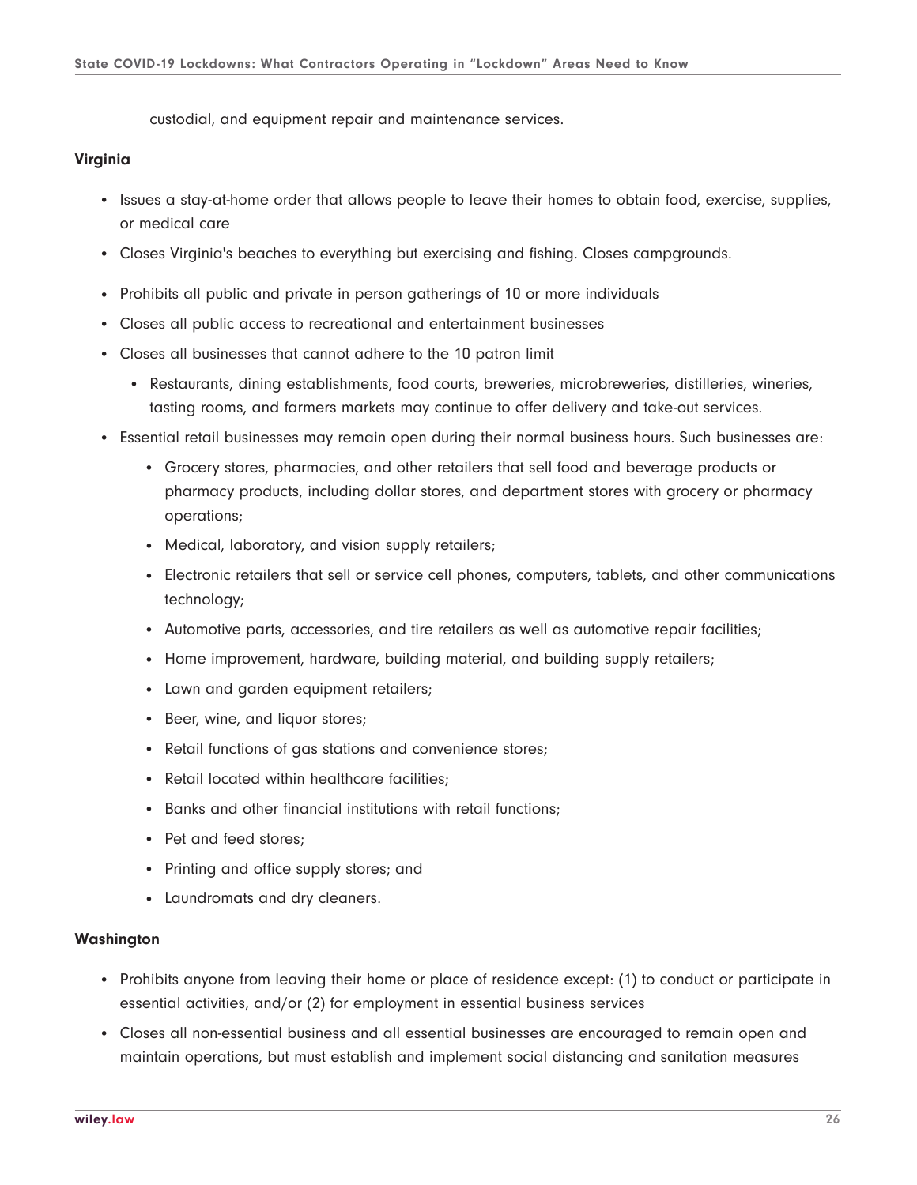custodial, and equipment repair and maintenance services.

**Virginia**

- Issues a stay-at-home order that allows people to leave their homes to obtain food, exercise, supplies, or medical care
- Closes Virginia's beaches to everything but exercising and fishing. Closes campgrounds.
- Prohibits all public and private in person gatherings of 10 or more individuals
- Closes all public access to recreational and entertainment businesses
- Closes all businesses that cannot adhere to the 10 patron limit
  - Restaurants, dining establishments, food courts, breweries, microbreweries, distilleries, wineries, tasting rooms, and farmers markets may continue to offer delivery and take-out services.
- Essential retail businesses may remain open during their normal business hours. Such businesses are:
  - Grocery stores, pharmacies, and other retailers that sell food and beverage products or pharmacy products, including dollar stores, and department stores with grocery or pharmacy operations;
  - Medical, laboratory, and vision supply retailers;
  - Electronic retailers that sell or service cell phones, computers, tablets, and other communications technology;
  - Automotive parts, accessories, and tire retailers as well as automotive repair facilities;
  - Home improvement, hardware, building material, and building supply retailers;
  - Lawn and garden equipment retailers;
  - Beer, wine, and liquor stores;
  - Retail functions of gas stations and convenience stores;
  - Retail located within healthcare facilities;
  - Banks and other financial institutions with retail functions;
  - Pet and feed stores;
  - Printing and office supply stores; and
  - Laundromats and dry cleaners.

**Washington**

- Prohibits anyone from leaving their home or place of residence except: (1) to conduct or participate in essential activities, and/or (2) for employment in essential business services
- Closes all non-essential business and all essential businesses are encouraged to remain open and maintain operations, but must establish and implement social distancing and sanitation measures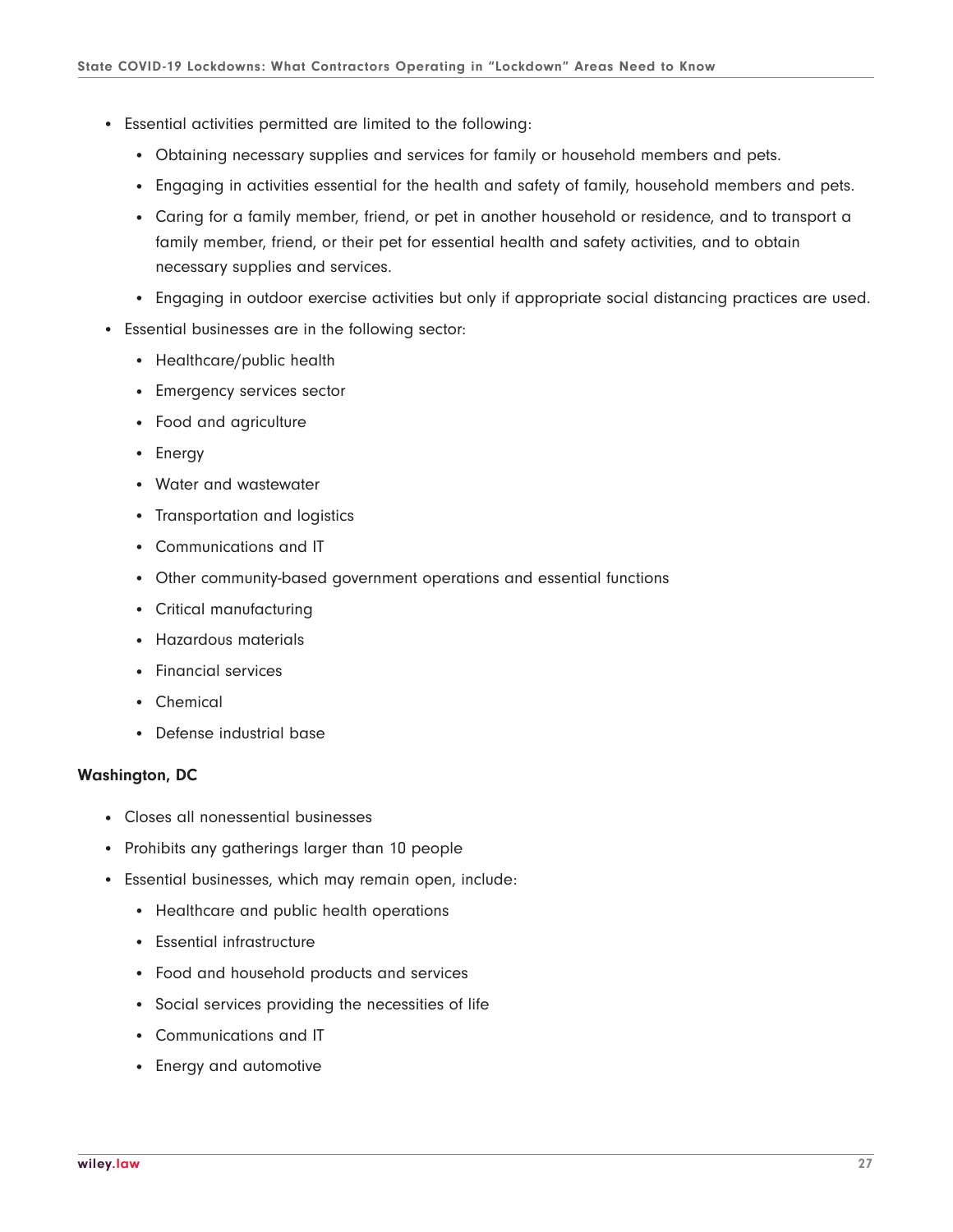- Essential activities permitted are limited to the following:
  - Obtaining necessary supplies and services for family or household members and pets.
  - Engaging in activities essential for the health and safety of family, household members and pets.
  - Caring for a family member, friend, or pet in another household or residence, and to transport a family member, friend, or their pet for essential health and safety activities, and to obtain necessary supplies and services.
  - Engaging in outdoor exercise activities but only if appropriate social distancing practices are used.
- Essential businesses are in the following sector:
  - Healthcare/public health
  - Emergency services sector
  - Food and agriculture
  - Energy
  - Water and wastewater
  - Transportation and logistics
  - Communications and IT
  - Other community-based government operations and essential functions
  - Critical manufacturing
  - Hazardous materials
  - Financial services
  - Chemical
  - Defense industrial base

**Washington, DC**

- Closes all nonessential businesses
- Prohibits any gatherings larger than 10 people
- Essential businesses, which may remain open, include:
  - Healthcare and public health operations
  - Essential infrastructure
  - Food and household products and services
  - Social services providing the necessities of life
  - Communications and IT
  - Energy and automotive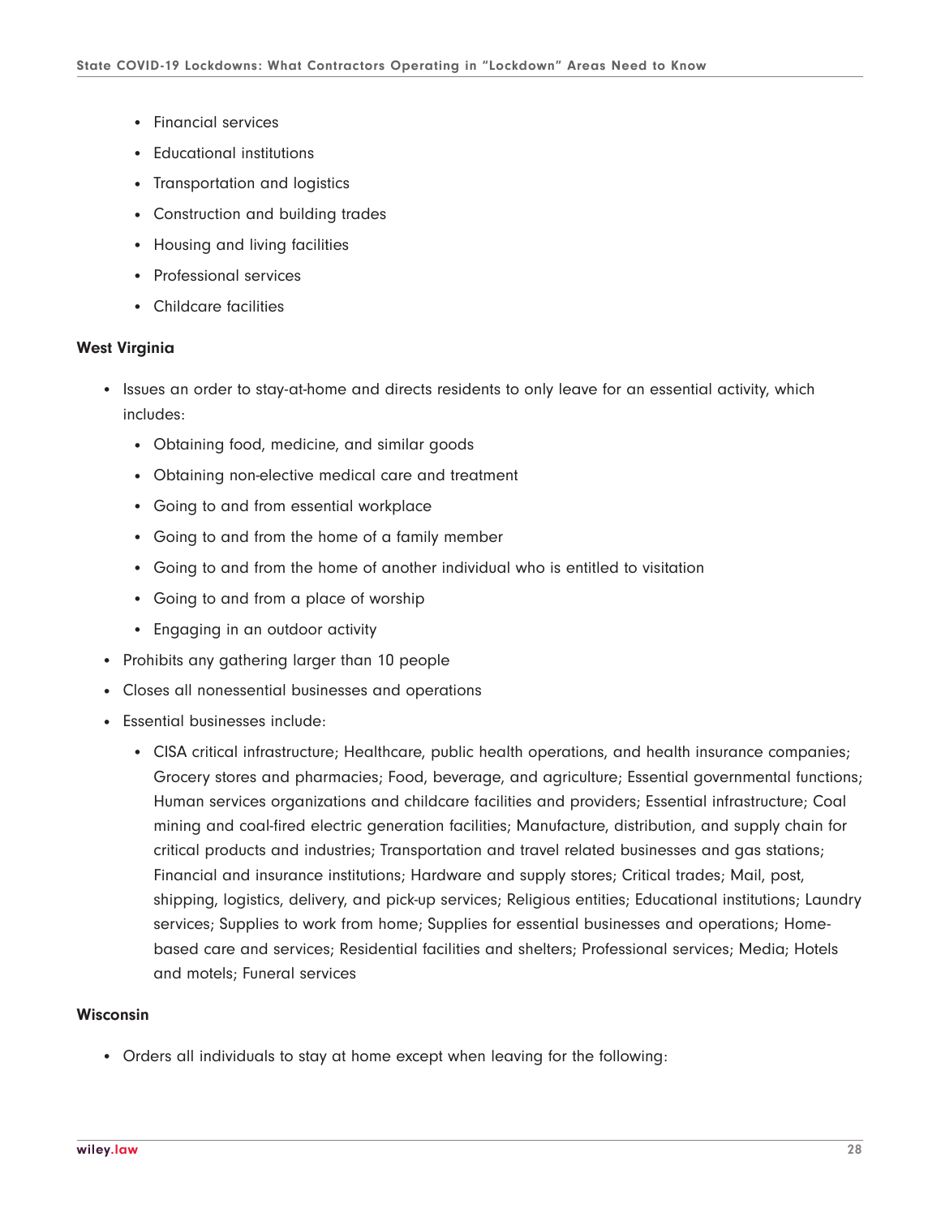- Financial services
- Educational institutions
- Transportation and logistics
- Construction and building trades
- Housing and living facilities
- Professional services
- Childcare facilities

**West Virginia**

- Issues an order to stay-at-home and directs residents to only leave for an essential activity, which includes:
  - Obtaining food, medicine, and similar goods
  - Obtaining non-elective medical care and treatment
  - Going to and from essential workplace
  - Going to and from the home of a family member
  - Going to and from the home of another individual who is entitled to visitation
  - Going to and from a place of worship
  - Engaging in an outdoor activity
- Prohibits any gathering larger than 10 people
- Closes all nonessential businesses and operations
- Essential businesses include:
  - CISA critical infrastructure; Healthcare, public health operations, and health insurance companies; Grocery stores and pharmacies; Food, beverage, and agriculture; Essential governmental functions; Human services organizations and childcare facilities and providers; Essential infrastructure; Coal mining and coal-fired electric generation facilities; Manufacture, distribution, and supply chain for critical products and industries; Transportation and travel related businesses and gas stations; Financial and insurance institutions; Hardware and supply stores; Critical trades; Mail, post, shipping, logistics, delivery, and pick-up services; Religious entities; Educational institutions; Laundry services; Supplies to work from home; Supplies for essential businesses and operations; Home-based care and services; Residential facilities and shelters; Professional services; Media; Hotels and motels; Funeral services

**Wisconsin**

- Orders all individuals to stay at home except when leaving for the following: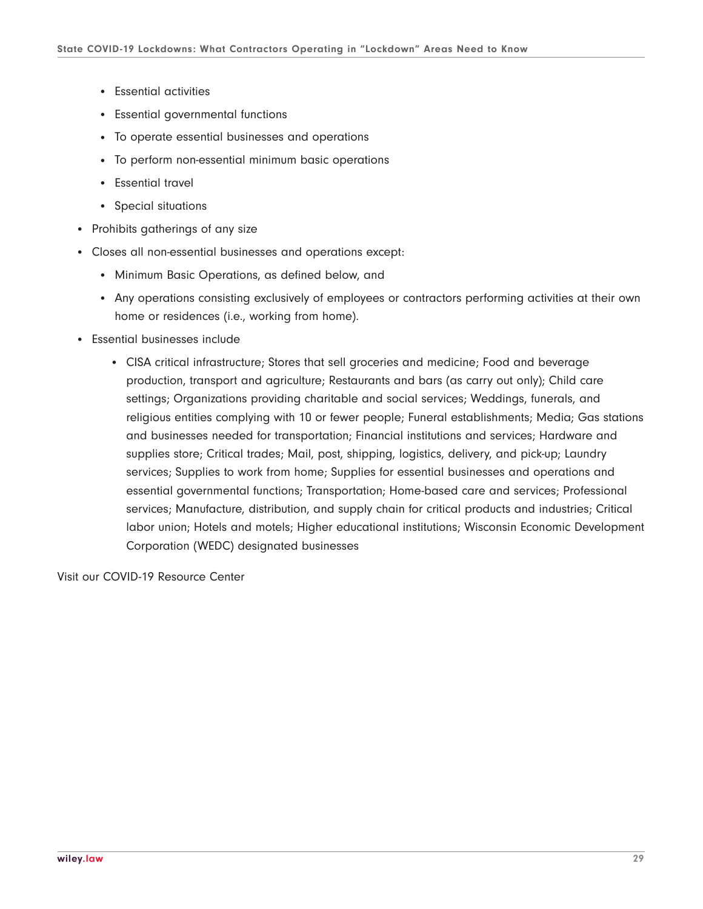- Essential activities
    - Essential governmental functions
    - To operate essential businesses and operations
    - To perform non-essential minimum basic operations
    - Essential travel
    - Special situations
- Prohibits gatherings of any size
- Closes all non-essential businesses and operations except:
    - Minimum Basic Operations, as defined below, and
    - Any operations consisting exclusively of employees or contractors performing activities at their own home or residences (i.e., working from home).
- Essential businesses include
    - CISA critical infrastructure; Stores that sell groceries and medicine; Food and beverage production, transport and agriculture; Restaurants and bars (as carry out only); Child care settings; Organizations providing charitable and social services; Weddings, funerals, and religious entities complying with 10 or fewer people; Funeral establishments; Media; Gas stations and businesses needed for transportation; Financial institutions and services; Hardware and supplies store; Critical trades; Mail, post, shipping, logistics, delivery, and pick-up; Laundry services; Supplies to work from home; Supplies for essential businesses and operations and essential governmental functions; Transportation; Home-based care and services; Professional services; Manufacture, distribution, and supply chain for critical products and industries; Critical labor union; Hotels and motels; Higher educational institutions; Wisconsin Economic Development Corporation (WEDC) designated businesses

Visit our COVID-19 Resource Center